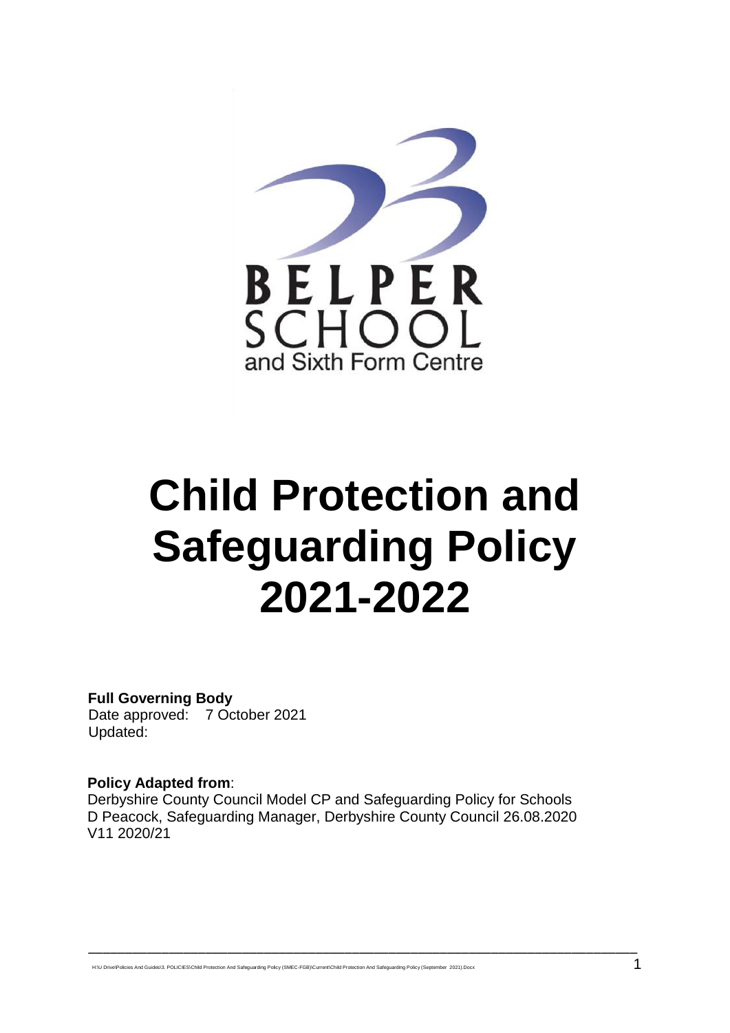BELPER SCHOOL and Sixth Form Centre

# Child Protection and Safeguarding Policy 2021-2022

**Full Governing Body**
Date approved: 7 October 2021
Updated:

**Policy Adapted from**:
Derbyshire County Council Model CP and Safeguarding Policy for Schools
D Peacock, Safeguarding Manager, Derbyshire County Council 26.08.2020
V11 2020/21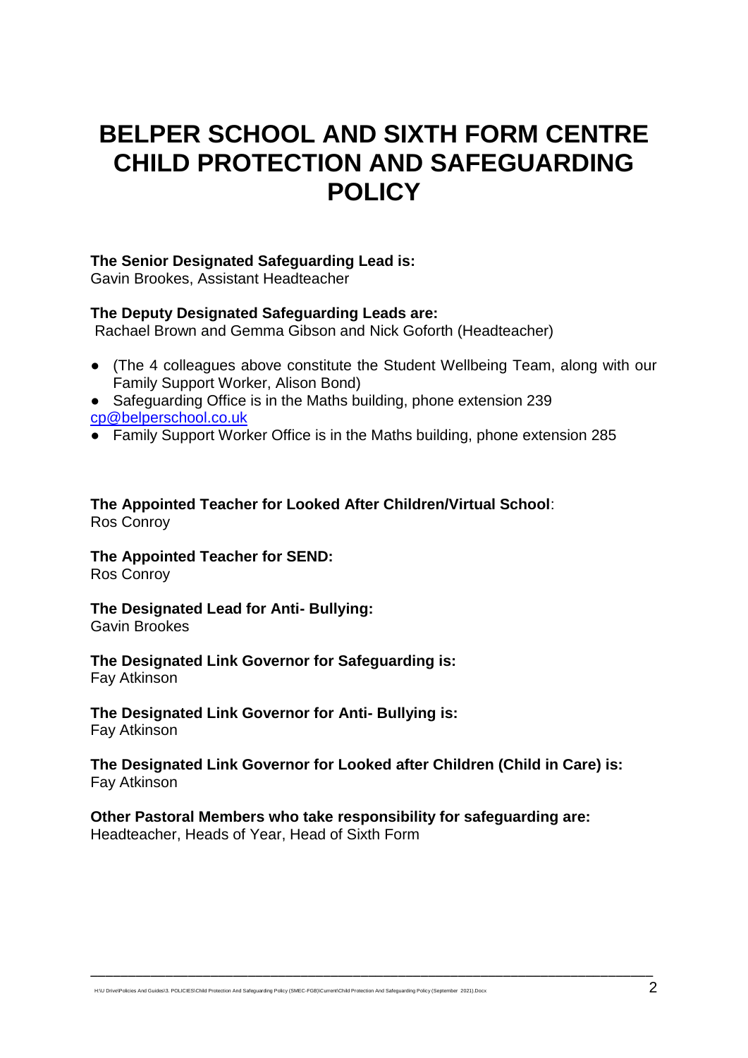# BELPER SCHOOL AND SIXTH FORM CENTRE CHILD PROTECTION AND SAFEGUARDING POLICY

**The Senior Designated Safeguarding Lead is:**
Gavin Brookes, Assistant Headteacher

**The Deputy Designated Safeguarding Leads are:**
Rachael Brown and Gemma Gibson and Nick Goforth (Headteacher)

- (The 4 colleagues above constitute the Student Wellbeing Team, along with our Family Support Worker, Alison Bond)
- Safeguarding Office is in the Maths building, phone extension 239 cp@belperschool.co.uk
- Family Support Worker Office is in the Maths building, phone extension 285

**The Appointed Teacher for Looked After Children/Virtual School**:
Ros Conroy

**The Appointed Teacher for SEND:**
Ros Conroy

**The Designated Lead for Anti- Bullying:**
Gavin Brookes

**The Designated Link Governor for Safeguarding is:**
Fay Atkinson

**The Designated Link Governor for Anti- Bullying is:**
Fay Atkinson

**The Designated Link Governor for Looked after Children (Child in Care) is:**
Fay Atkinson

**Other Pastoral Members who take responsibility for safeguarding are:**
Headteacher, Heads of Year, Head of Sixth Form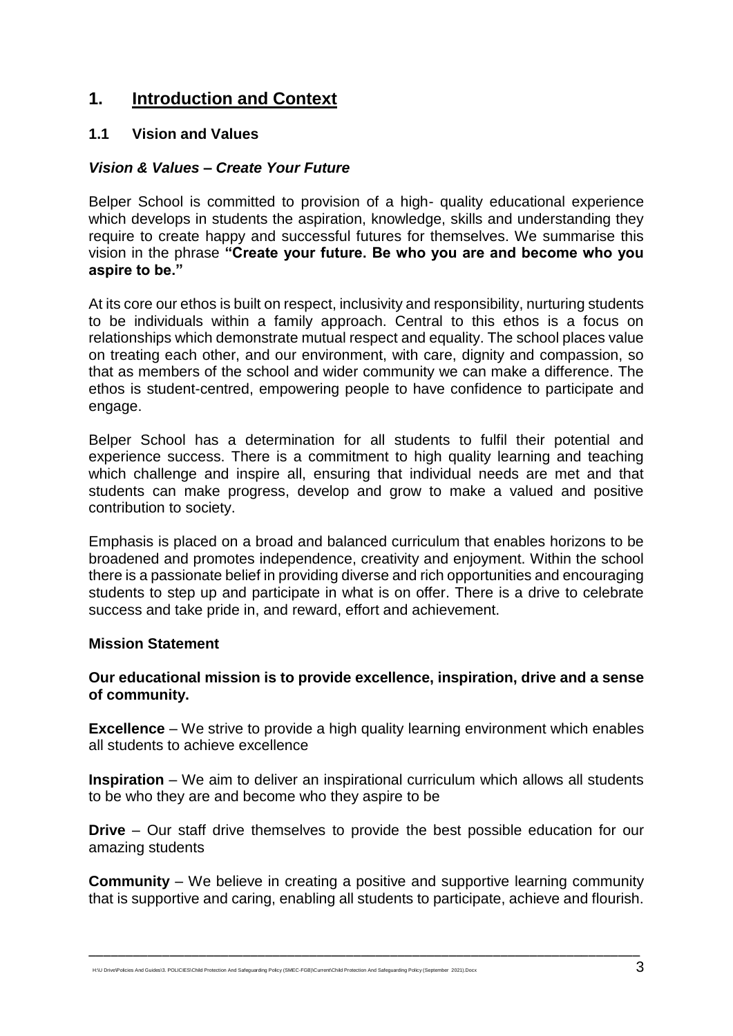## 1. Introduction and Context

### 1.1 Vision and Values

***Vision & Values – Create Your Future***

Belper School is committed to provision of a high- quality educational experience which develops in students the aspiration, knowledge, skills and understanding they require to create happy and successful futures for themselves. We summarise this vision in the phrase **"Create your future. Be who you are and become who you aspire to be."**

At its core our ethos is built on respect, inclusivity and responsibility, nurturing students to be individuals within a family approach. Central to this ethos is a focus on relationships which demonstrate mutual respect and equality. The school places value on treating each other, and our environment, with care, dignity and compassion, so that as members of the school and wider community we can make a difference. The ethos is student-centred, empowering people to have confidence to participate and engage.

Belper School has a determination for all students to fulfil their potential and experience success. There is a commitment to high quality learning and teaching which challenge and inspire all, ensuring that individual needs are met and that students can make progress, develop and grow to make a valued and positive contribution to society.

Emphasis is placed on a broad and balanced curriculum that enables horizons to be broadened and promotes independence, creativity and enjoyment. Within the school there is a passionate belief in providing diverse and rich opportunities and encouraging students to step up and participate in what is on offer. There is a drive to celebrate success and take pride in, and reward, effort and achievement.

**Mission Statement**

**Our educational mission is to provide excellence, inspiration, drive and a sense of community.**

**Excellence** – We strive to provide a high quality learning environment which enables all students to achieve excellence

**Inspiration** – We aim to deliver an inspirational curriculum which allows all students to be who they are and become who they aspire to be

**Drive** – Our staff drive themselves to provide the best possible education for our amazing students

**Community** – We believe in creating a positive and supportive learning community that is supportive and caring, enabling all students to participate, achieve and flourish.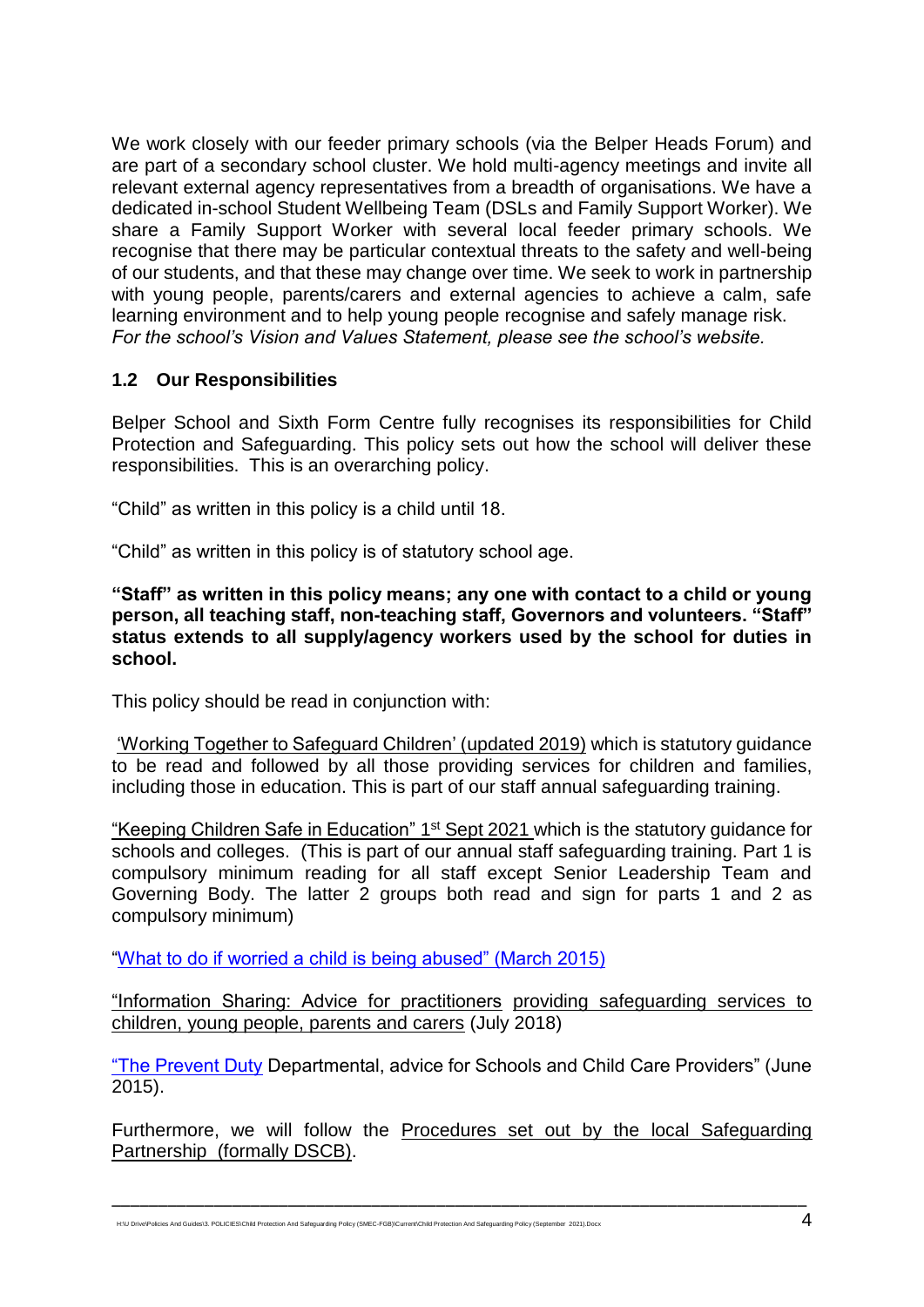We work closely with our feeder primary schools (via the Belper Heads Forum) and are part of a secondary school cluster. We hold multi-agency meetings and invite all relevant external agency representatives from a breadth of organisations. We have a dedicated in-school Student Wellbeing Team (DSLs and Family Support Worker). We share a Family Support Worker with several local feeder primary schools. We recognise that there may be particular contextual threats to the safety and well-being of our students, and that these may change over time. We seek to work in partnership with young people, parents/carers and external agencies to achieve a calm, safe learning environment and to help young people recognise and safely manage risk.
*For the school's Vision and Values Statement, please see the school's website.*

### 1.2 Our Responsibilities

Belper School and Sixth Form Centre fully recognises its responsibilities for Child Protection and Safeguarding. This policy sets out how the school will deliver these responsibilities. This is an overarching policy.

"Child" as written in this policy is a child until 18.

"Child" as written in this policy is of statutory school age.

**"Staff" as written in this policy means; any one with contact to a child or young person, all teaching staff, non-teaching staff, Governors and volunteers. "Staff" status extends to all supply/agency workers used by the school for duties in school.**

This policy should be read in conjunction with:

'Working Together to Safeguard Children' (updated 2019) which is statutory guidance to be read and followed by all those providing services for children and families, including those in education. This is part of our staff annual safeguarding training.

"Keeping Children Safe in Education" 1st Sept 2021 which is the statutory guidance for schools and colleges. (This is part of our annual staff safeguarding training. Part 1 is compulsory minimum reading for all staff except Senior Leadership Team and Governing Body. The latter 2 groups both read and sign for parts 1 and 2 as compulsory minimum)

"What to do if worried a child is being abused" (March 2015)

"Information Sharing: Advice for practitioners providing safeguarding services to children, young people, parents and carers (July 2018)

"The Prevent Duty Departmental, advice for Schools and Child Care Providers" (June 2015).

Furthermore, we will follow the Procedures set out by the local Safeguarding Partnership (formally DSCB).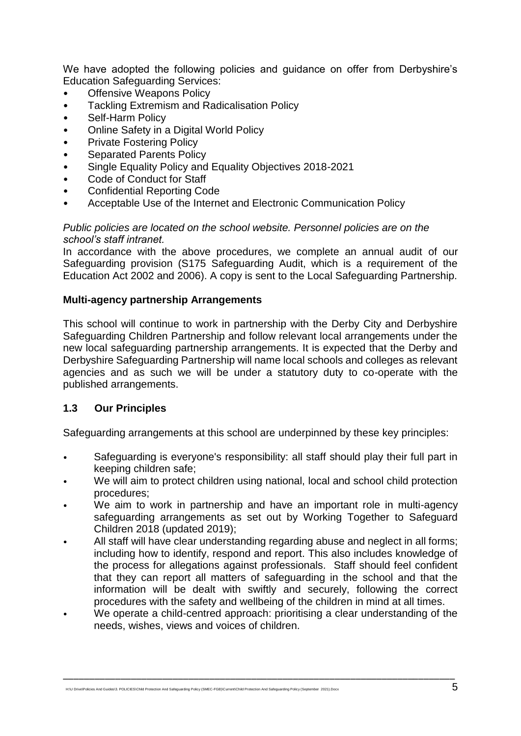We have adopted the following policies and guidance on offer from Derbyshire's Education Safeguarding Services:

- Offensive Weapons Policy
- Tackling Extremism and Radicalisation Policy
- Self-Harm Policy
- Online Safety in a Digital World Policy
- Private Fostering Policy
- Separated Parents Policy
- Single Equality Policy and Equality Objectives 2018-2021
- Code of Conduct for Staff
- Confidential Reporting Code
- Acceptable Use of the Internet and Electronic Communication Policy

*Public policies are located on the school website. Personnel policies are on the school's staff intranet.*

In accordance with the above procedures, we complete an annual audit of our Safeguarding provision (S175 Safeguarding Audit, which is a requirement of the Education Act 2002 and 2006). A copy is sent to the Local Safeguarding Partnership.

**Multi-agency partnership Arrangements**

This school will continue to work in partnership with the Derby City and Derbyshire Safeguarding Children Partnership and follow relevant local arrangements under the new local safeguarding partnership arrangements. It is expected that the Derby and Derbyshire Safeguarding Partnership will name local schools and colleges as relevant agencies and as such we will be under a statutory duty to co-operate with the published arrangements.

## 1.3 Our Principles

Safeguarding arrangements at this school are underpinned by these key principles:

- Safeguarding is everyone's responsibility: all staff should play their full part in keeping children safe;
- We will aim to protect children using national, local and school child protection procedures;
- We aim to work in partnership and have an important role in multi-agency safeguarding arrangements as set out by Working Together to Safeguard Children 2018 (updated 2019);
- All staff will have clear understanding regarding abuse and neglect in all forms; including how to identify, respond and report. This also includes knowledge of the process for allegations against professionals. Staff should feel confident that they can report all matters of safeguarding in the school and that the information will be dealt with swiftly and securely, following the correct procedures with the safety and wellbeing of the children in mind at all times.
- We operate a child-centred approach: prioritising a clear understanding of the needs, wishes, views and voices of children.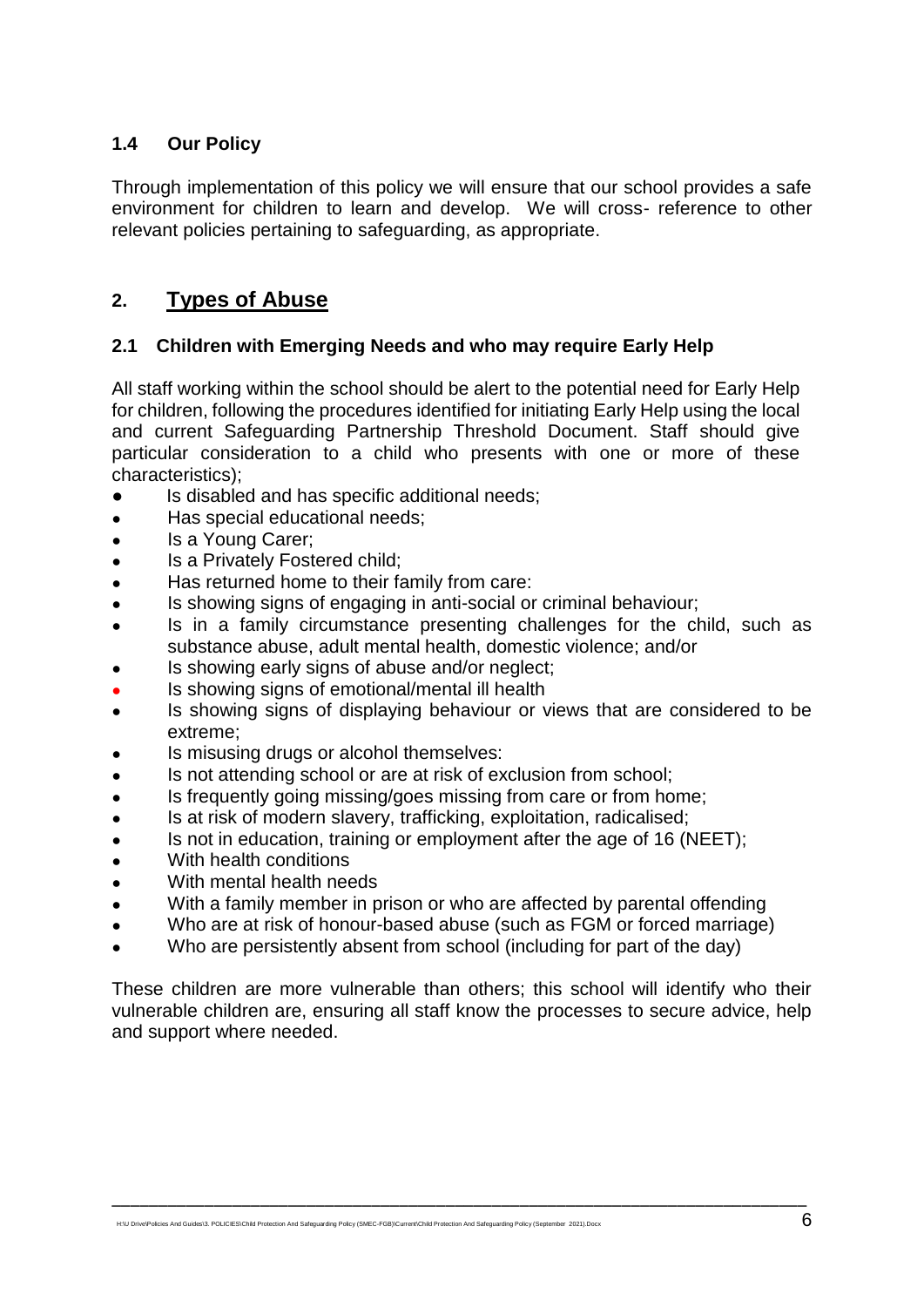### 1.4 Our Policy

Through implementation of this policy we will ensure that our school provides a safe environment for children to learn and develop. We will cross- reference to other relevant policies pertaining to safeguarding, as appropriate.

## 2. Types of Abuse

### 2.1 Children with Emerging Needs and who may require Early Help

All staff working within the school should be alert to the potential need for Early Help for children, following the procedures identified for initiating Early Help using the local and current Safeguarding Partnership Threshold Document. Staff should give particular consideration to a child who presents with one or more of these characteristics);

- Is disabled and has specific additional needs;
- Has special educational needs;
- Is a Young Carer;
- Is a Privately Fostered child;
- Has returned home to their family from care:
- Is showing signs of engaging in anti-social or criminal behaviour;
- Is in a family circumstance presenting challenges for the child, such as substance abuse, adult mental health, domestic violence; and/or
- Is showing early signs of abuse and/or neglect;
- Is showing signs of emotional/mental ill health
- Is showing signs of displaying behaviour or views that are considered to be extreme;
- Is misusing drugs or alcohol themselves:
- Is not attending school or are at risk of exclusion from school;
- Is frequently going missing/goes missing from care or from home;
- Is at risk of modern slavery, trafficking, exploitation, radicalised;
- Is not in education, training or employment after the age of 16 (NEET);
- With health conditions
- With mental health needs
- With a family member in prison or who are affected by parental offending
- Who are at risk of honour-based abuse (such as FGM or forced marriage)
- Who are persistently absent from school (including for part of the day)

These children are more vulnerable than others; this school will identify who their vulnerable children are, ensuring all staff know the processes to secure advice, help and support where needed.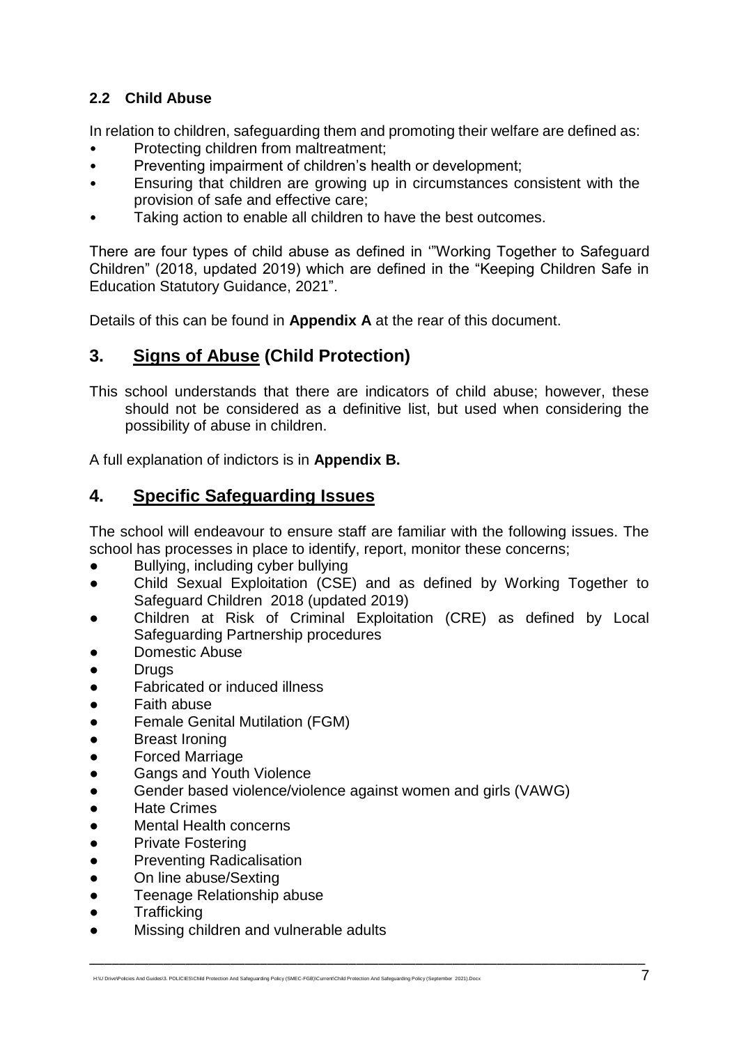### 2.2 Child Abuse

In relation to children, safeguarding them and promoting their welfare are defined as:

- Protecting children from maltreatment;
- Preventing impairment of children's health or development;
- Ensuring that children are growing up in circumstances consistent with the provision of safe and effective care;
- Taking action to enable all children to have the best outcomes.

There are four types of child abuse as defined in '"Working Together to Safeguard Children" (2018, updated 2019) which are defined in the "Keeping Children Safe in Education Statutory Guidance, 2021".

Details of this can be found in **Appendix A** at the rear of this document.

## 3. Signs of Abuse (Child Protection)

This school understands that there are indicators of child abuse; however, these should not be considered as a definitive list, but used when considering the possibility of abuse in children.

A full explanation of indictors is in **Appendix B.**

## 4. Specific Safeguarding Issues

The school will endeavour to ensure staff are familiar with the following issues. The school has processes in place to identify, report, monitor these concerns;

- Bullying, including cyber bullying
- Child Sexual Exploitation (CSE) and as defined by Working Together to Safeguard Children 2018 (updated 2019)
- Children at Risk of Criminal Exploitation (CRE) as defined by Local Safeguarding Partnership procedures
- Domestic Abuse
- Drugs
- Fabricated or induced illness
- Faith abuse
- Female Genital Mutilation (FGM)
- Breast Ironing
- Forced Marriage
- Gangs and Youth Violence
- Gender based violence/violence against women and girls (VAWG)
- Hate Crimes
- Mental Health concerns
- Private Fostering
- Preventing Radicalisation
- On line abuse/Sexting
- Teenage Relationship abuse
- Trafficking
- Missing children and vulnerable adults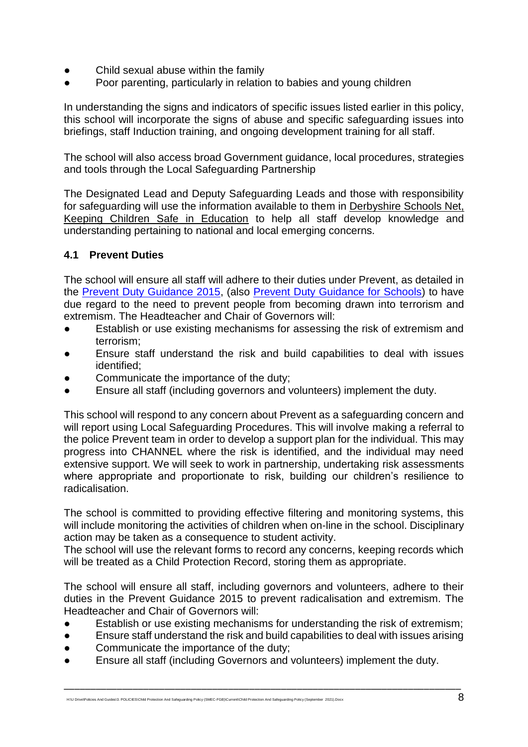- Child sexual abuse within the family
- Poor parenting, particularly in relation to babies and young children

In understanding the signs and indicators of specific issues listed earlier in this policy, this school will incorporate the signs of abuse and specific safeguarding issues into briefings, staff Induction training, and ongoing development training for all staff.

The school will also access broad Government guidance, local procedures, strategies and tools through the Local Safeguarding Partnership

The Designated Lead and Deputy Safeguarding Leads and those with responsibility for safeguarding will use the information available to them in Derbyshire Schools Net, Keeping Children Safe in Education to help all staff develop knowledge and understanding pertaining to national and local emerging concerns.

### 4.1 Prevent Duties

The school will ensure all staff will adhere to their duties under Prevent, as detailed in the Prevent Duty Guidance 2015, (also Prevent Duty Guidance for Schools) to have due regard to the need to prevent people from becoming drawn into terrorism and extremism. The Headteacher and Chair of Governors will:

- Establish or use existing mechanisms for assessing the risk of extremism and terrorism;
- Ensure staff understand the risk and build capabilities to deal with issues identified;
- Communicate the importance of the duty;
- Ensure all staff (including governors and volunteers) implement the duty.

This school will respond to any concern about Prevent as a safeguarding concern and will report using Local Safeguarding Procedures. This will involve making a referral to the police Prevent team in order to develop a support plan for the individual. This may progress into CHANNEL where the risk is identified, and the individual may need extensive support. We will seek to work in partnership, undertaking risk assessments where appropriate and proportionate to risk, building our children's resilience to radicalisation.

The school is committed to providing effective filtering and monitoring systems, this will include monitoring the activities of children when on-line in the school. Disciplinary action may be taken as a consequence to student activity.
The school will use the relevant forms to record any concerns, keeping records which will be treated as a Child Protection Record, storing them as appropriate.

The school will ensure all staff, including governors and volunteers, adhere to their duties in the Prevent Guidance 2015 to prevent radicalisation and extremism. The Headteacher and Chair of Governors will:

- Establish or use existing mechanisms for understanding the risk of extremism;
- Ensure staff understand the risk and build capabilities to deal with issues arising
- Communicate the importance of the duty;
- Ensure all staff (including Governors and volunteers) implement the duty.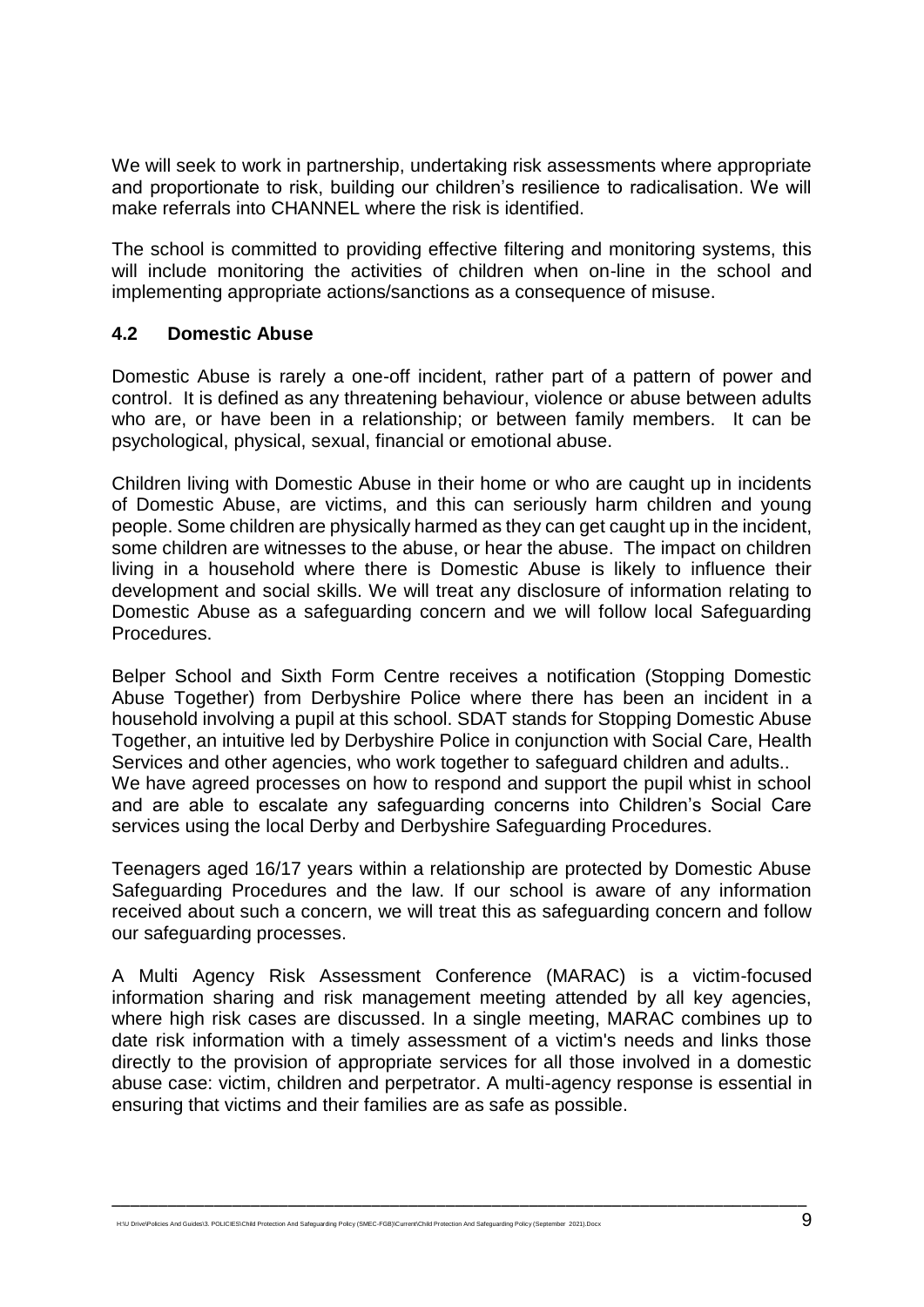We will seek to work in partnership, undertaking risk assessments where appropriate and proportionate to risk, building our children's resilience to radicalisation. We will make referrals into CHANNEL where the risk is identified.

The school is committed to providing effective filtering and monitoring systems, this will include monitoring the activities of children when on-line in the school and implementing appropriate actions/sanctions as a consequence of misuse.

### 4.2 Domestic Abuse

Domestic Abuse is rarely a one-off incident, rather part of a pattern of power and control. It is defined as any threatening behaviour, violence or abuse between adults who are, or have been in a relationship; or between family members. It can be psychological, physical, sexual, financial or emotional abuse.

Children living with Domestic Abuse in their home or who are caught up in incidents of Domestic Abuse, are victims, and this can seriously harm children and young people. Some children are physically harmed as they can get caught up in the incident, some children are witnesses to the abuse, or hear the abuse. The impact on children living in a household where there is Domestic Abuse is likely to influence their development and social skills. We will treat any disclosure of information relating to Domestic Abuse as a safeguarding concern and we will follow local Safeguarding Procedures.

Belper School and Sixth Form Centre receives a notification (Stopping Domestic Abuse Together) from Derbyshire Police where there has been an incident in a household involving a pupil at this school. SDAT stands for Stopping Domestic Abuse Together, an intuitive led by Derbyshire Police in conjunction with Social Care, Health Services and other agencies, who work together to safeguard children and adults..
We have agreed processes on how to respond and support the pupil whist in school and are able to escalate any safeguarding concerns into Children's Social Care services using the local Derby and Derbyshire Safeguarding Procedures.

Teenagers aged 16/17 years within a relationship are protected by Domestic Abuse Safeguarding Procedures and the law. If our school is aware of any information received about such a concern, we will treat this as safeguarding concern and follow our safeguarding processes.

A Multi Agency Risk Assessment Conference (MARAC) is a victim-focused information sharing and risk management meeting attended by all key agencies, where high risk cases are discussed. In a single meeting, MARAC combines up to date risk information with a timely assessment of a victim's needs and links those directly to the provision of appropriate services for all those involved in a domestic abuse case: victim, children and perpetrator. A multi-agency response is essential in ensuring that victims and their families are as safe as possible.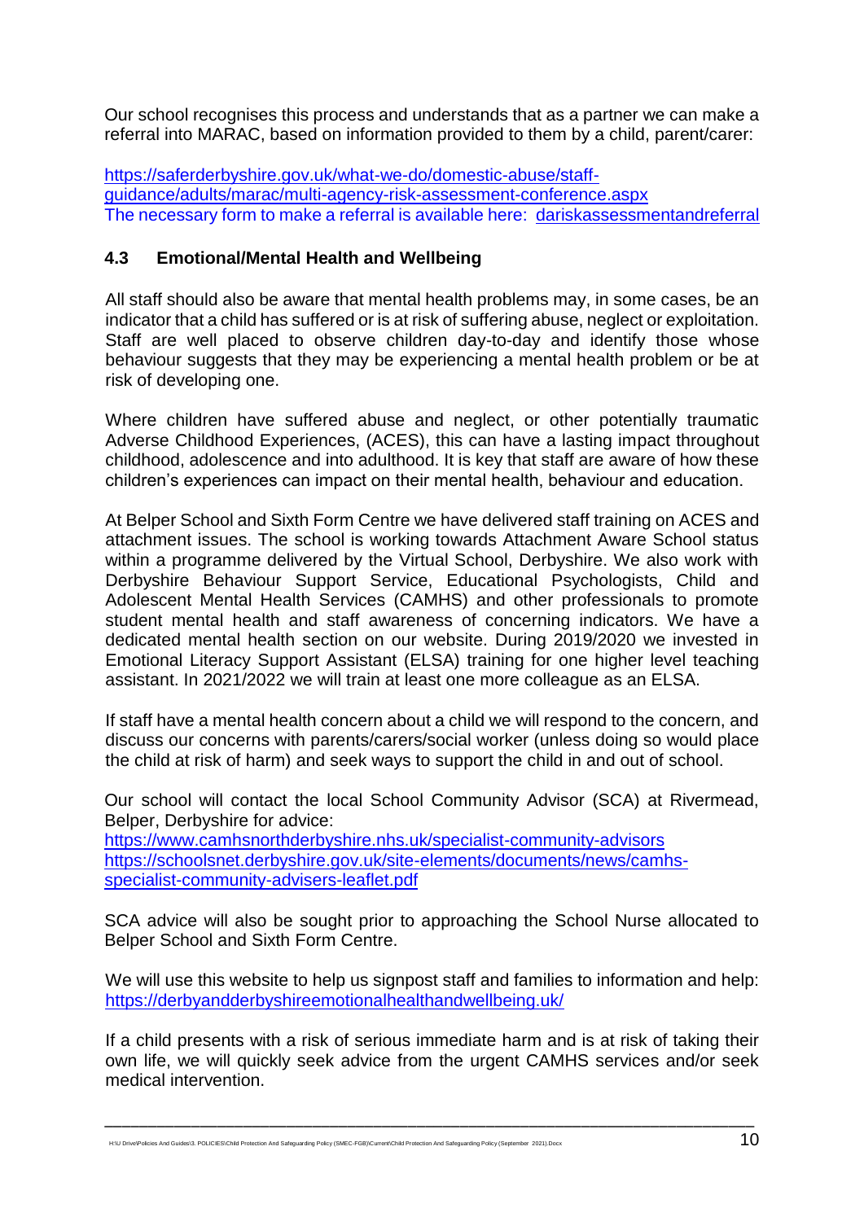Our school recognises this process and understands that as a partner we can make a referral into MARAC, based on information provided to them by a child, parent/carer:

https://saferderbyshire.gov.uk/what-we-do/domestic-abuse/staff-guidance/adults/marac/multi-agency-risk-assessment-conference.aspx
The necessary form to make a referral is available here: dariskassessmentandreferral

### 4.3 Emotional/Mental Health and Wellbeing

All staff should also be aware that mental health problems may, in some cases, be an indicator that a child has suffered or is at risk of suffering abuse, neglect or exploitation. Staff are well placed to observe children day-to-day and identify those whose behaviour suggests that they may be experiencing a mental health problem or be at risk of developing one.

Where children have suffered abuse and neglect, or other potentially traumatic Adverse Childhood Experiences, (ACES), this can have a lasting impact throughout childhood, adolescence and into adulthood. It is key that staff are aware of how these children's experiences can impact on their mental health, behaviour and education.

At Belper School and Sixth Form Centre we have delivered staff training on ACES and attachment issues. The school is working towards Attachment Aware School status within a programme delivered by the Virtual School, Derbyshire. We also work with Derbyshire Behaviour Support Service, Educational Psychologists, Child and Adolescent Mental Health Services (CAMHS) and other professionals to promote student mental health and staff awareness of concerning indicators. We have a dedicated mental health section on our website. During 2019/2020 we invested in Emotional Literacy Support Assistant (ELSA) training for one higher level teaching assistant. In 2021/2022 we will train at least one more colleague as an ELSA.

If staff have a mental health concern about a child we will respond to the concern, and discuss our concerns with parents/carers/social worker (unless doing so would place the child at risk of harm) and seek ways to support the child in and out of school.

Our school will contact the local School Community Advisor (SCA) at Rivermead, Belper, Derbyshire for advice:
https://www.camhsnorthderbyshire.nhs.uk/specialist-community-advisors
https://schoolsnet.derbyshire.gov.uk/site-elements/documents/news/camhs-specialist-community-advisers-leaflet.pdf

SCA advice will also be sought prior to approaching the School Nurse allocated to Belper School and Sixth Form Centre.

We will use this website to help us signpost staff and families to information and help:
https://derbyandderbyshireemotionalhealthandwellbeing.uk/

If a child presents with a risk of serious immediate harm and is at risk of taking their own life, we will quickly seek advice from the urgent CAMHS services and/or seek medical intervention.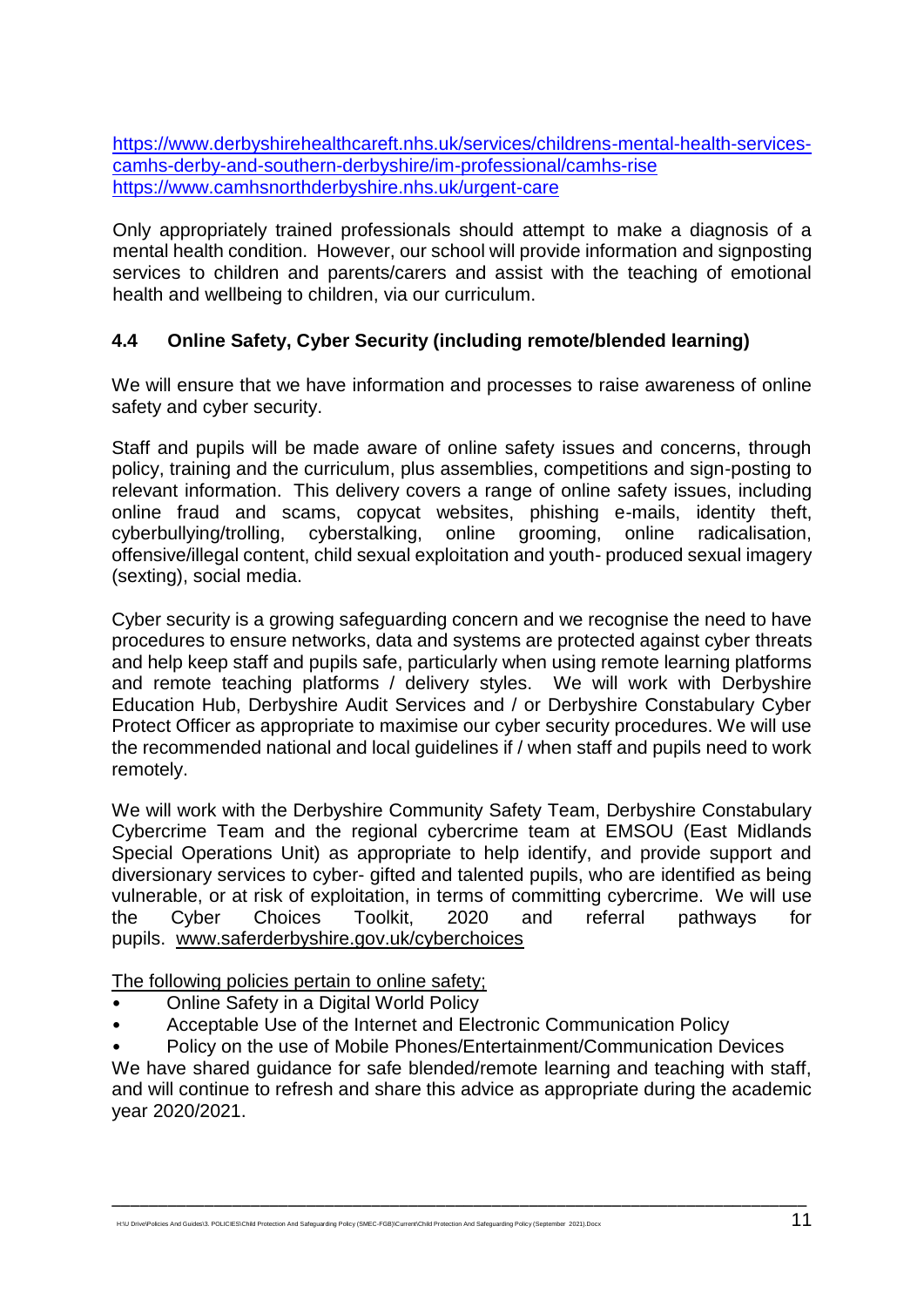https://www.derbyshirehealthcareft.nhs.uk/services/childrens-mental-health-services-camhs-derby-and-southern-derbyshire/im-professional/camhs-rise
https://www.camhsnorthderbyshire.nhs.uk/urgent-care

Only appropriately trained professionals should attempt to make a diagnosis of a mental health condition. However, our school will provide information and signposting services to children and parents/carers and assist with the teaching of emotional health and wellbeing to children, via our curriculum.

### 4.4 Online Safety, Cyber Security (including remote/blended learning)

We will ensure that we have information and processes to raise awareness of online safety and cyber security.

Staff and pupils will be made aware of online safety issues and concerns, through policy, training and the curriculum, plus assemblies, competitions and sign-posting to relevant information. This delivery covers a range of online safety issues, including online fraud and scams, copycat websites, phishing e-mails, identity theft, cyberbullying/trolling, cyberstalking, online grooming, online radicalisation, offensive/illegal content, child sexual exploitation and youth- produced sexual imagery (sexting), social media.

Cyber security is a growing safeguarding concern and we recognise the need to have procedures to ensure networks, data and systems are protected against cyber threats and help keep staff and pupils safe, particularly when using remote learning platforms and remote teaching platforms / delivery styles. We will work with Derbyshire Education Hub, Derbyshire Audit Services and / or Derbyshire Constabulary Cyber Protect Officer as appropriate to maximise our cyber security procedures. We will use the recommended national and local guidelines if / when staff and pupils need to work remotely.

We will work with the Derbyshire Community Safety Team, Derbyshire Constabulary Cybercrime Team and the regional cybercrime team at EMSOU (East Midlands Special Operations Unit) as appropriate to help identify, and provide support and diversionary services to cyber- gifted and talented pupils, who are identified as being vulnerable, or at risk of exploitation, in terms of committing cybercrime. We will use the Cyber Choices Toolkit, 2020 and referral pathways for pupils. www.saferderbyshire.gov.uk/cyberchoices

The following policies pertain to online safety;

- Online Safety in a Digital World Policy
- Acceptable Use of the Internet and Electronic Communication Policy
- Policy on the use of Mobile Phones/Entertainment/Communication Devices

We have shared guidance for safe blended/remote learning and teaching with staff, and will continue to refresh and share this advice as appropriate during the academic year 2020/2021.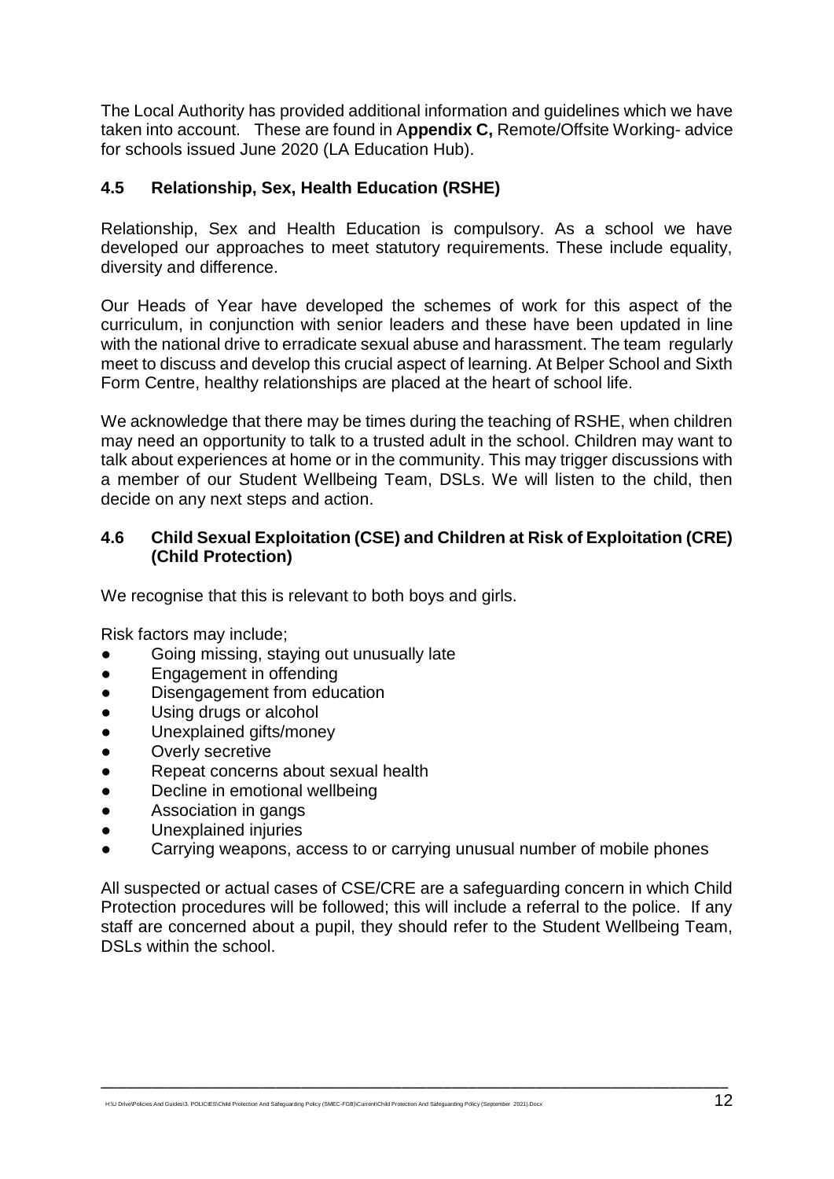The Local Authority has provided additional information and guidelines which we have taken into account. These are found in A**ppendix C,** Remote/Offsite Working- advice for schools issued June 2020 (LA Education Hub).

### 4.5 Relationship, Sex, Health Education (RSHE)

Relationship, Sex and Health Education is compulsory. As a school we have developed our approaches to meet statutory requirements. These include equality, diversity and difference.

Our Heads of Year have developed the schemes of work for this aspect of the curriculum, in conjunction with senior leaders and these have been updated in line with the national drive to erradicate sexual abuse and harassment. The team regularly meet to discuss and develop this crucial aspect of learning. At Belper School and Sixth Form Centre, healthy relationships are placed at the heart of school life.

We acknowledge that there may be times during the teaching of RSHE, when children may need an opportunity to talk to a trusted adult in the school. Children may want to talk about experiences at home or in the community. This may trigger discussions with a member of our Student Wellbeing Team, DSLs. We will listen to the child, then decide on any next steps and action.

### 4.6 Child Sexual Exploitation (CSE) and Children at Risk of Exploitation (CRE) (Child Protection)

We recognise that this is relevant to both boys and girls.

Risk factors may include;

- Going missing, staying out unusually late
- Engagement in offending
- Disengagement from education
- Using drugs or alcohol
- Unexplained gifts/money
- Overly secretive
- Repeat concerns about sexual health
- Decline in emotional wellbeing
- Association in gangs
- Unexplained injuries
- Carrying weapons, access to or carrying unusual number of mobile phones

All suspected or actual cases of CSE/CRE are a safeguarding concern in which Child Protection procedures will be followed; this will include a referral to the police. If any staff are concerned about a pupil, they should refer to the Student Wellbeing Team, DSLs within the school.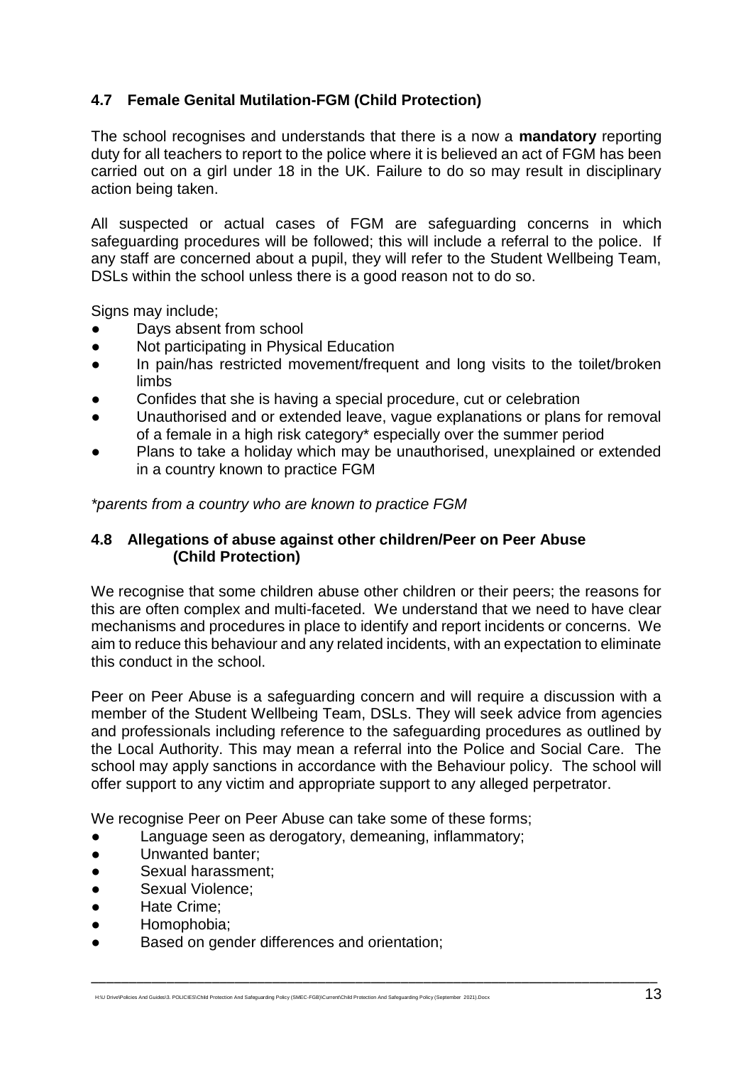### 4.7 Female Genital Mutilation-FGM (Child Protection)

The school recognises and understands that there is a now a **mandatory** reporting duty for all teachers to report to the police where it is believed an act of FGM has been carried out on a girl under 18 in the UK. Failure to do so may result in disciplinary action being taken.

All suspected or actual cases of FGM are safeguarding concerns in which safeguarding procedures will be followed; this will include a referral to the police. If any staff are concerned about a pupil, they will refer to the Student Wellbeing Team, DSLs within the school unless there is a good reason not to do so.

Signs may include;

- Days absent from school
- Not participating in Physical Education
- In pain/has restricted movement/frequent and long visits to the toilet/broken limbs
- Confides that she is having a special procedure, cut or celebration
- Unauthorised and or extended leave, vague explanations or plans for removal of a female in a high risk category* especially over the summer period
- Plans to take a holiday which may be unauthorised, unexplained or extended in a country known to practice FGM

*\*parents from a country who are known to practice FGM*

### 4.8 Allegations of abuse against other children/Peer on Peer Abuse (Child Protection)

We recognise that some children abuse other children or their peers; the reasons for this are often complex and multi-faceted. We understand that we need to have clear mechanisms and procedures in place to identify and report incidents or concerns. We aim to reduce this behaviour and any related incidents, with an expectation to eliminate this conduct in the school.

Peer on Peer Abuse is a safeguarding concern and will require a discussion with a member of the Student Wellbeing Team, DSLs. They will seek advice from agencies and professionals including reference to the safeguarding procedures as outlined by the Local Authority. This may mean a referral into the Police and Social Care. The school may apply sanctions in accordance with the Behaviour policy. The school will offer support to any victim and appropriate support to any alleged perpetrator.

We recognise Peer on Peer Abuse can take some of these forms;

- Language seen as derogatory, demeaning, inflammatory;
- Unwanted banter;
- Sexual harassment;
- Sexual Violence;
- Hate Crime;
- Homophobia;
- Based on gender differences and orientation;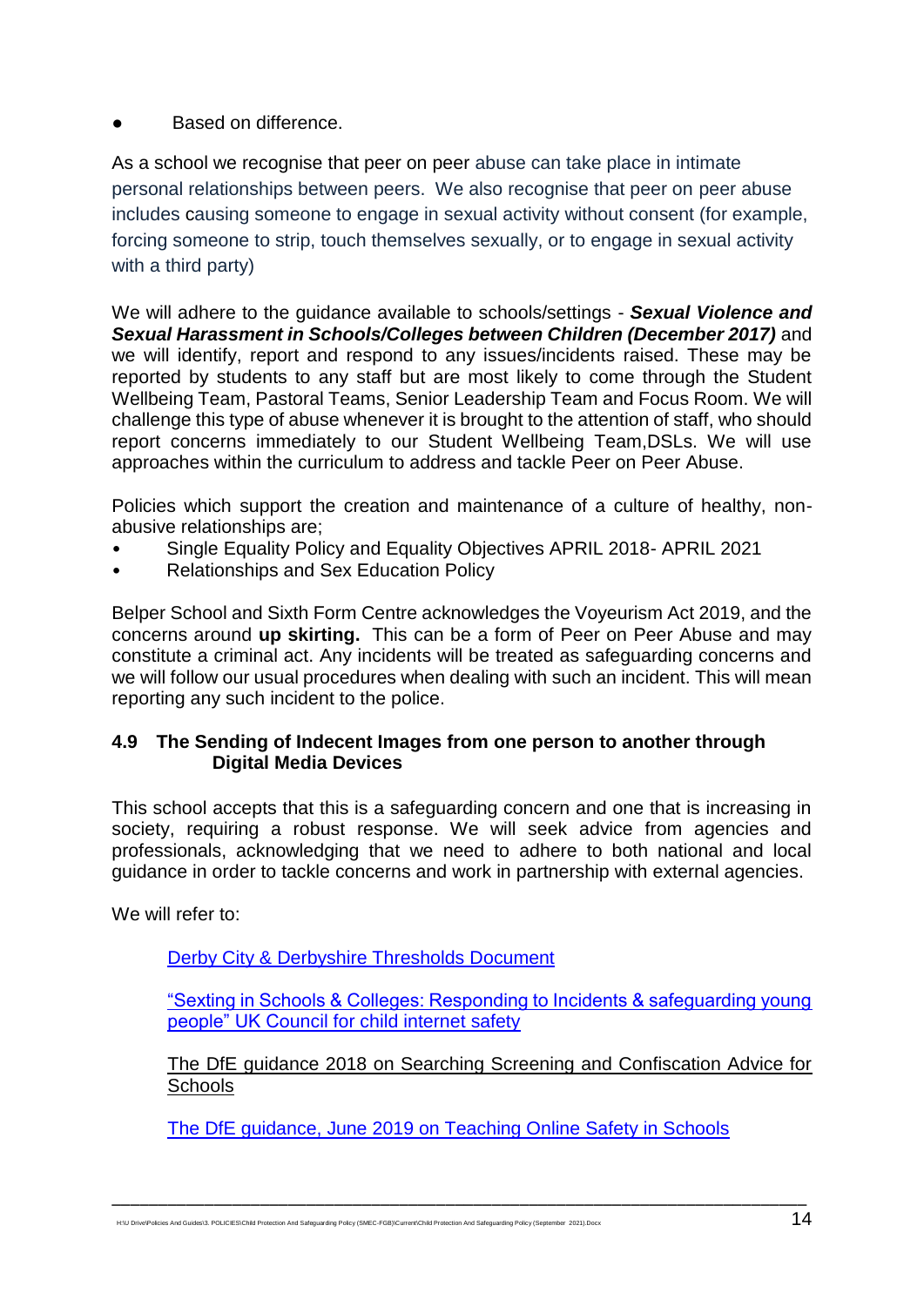- Based on difference.

As a school we recognise that peer on peer abuse can take place in intimate personal relationships between peers. We also recognise that peer on peer abuse includes causing someone to engage in sexual activity without consent (for example, forcing someone to strip, touch themselves sexually, or to engage in sexual activity with a third party)

We will adhere to the guidance available to schools/settings - ***Sexual Violence and Sexual Harassment in Schools/Colleges between Children (December 2017)*** and we will identify, report and respond to any issues/incidents raised. These may be reported by students to any staff but are most likely to come through the Student Wellbeing Team, Pastoral Teams, Senior Leadership Team and Focus Room. We will challenge this type of abuse whenever it is brought to the attention of staff, who should report concerns immediately to our Student Wellbeing Team,DSLs. We will use approaches within the curriculum to address and tackle Peer on Peer Abuse.

Policies which support the creation and maintenance of a culture of healthy, non-abusive relationships are;

- Single Equality Policy and Equality Objectives APRIL 2018- APRIL 2021
- Relationships and Sex Education Policy

Belper School and Sixth Form Centre acknowledges the Voyeurism Act 2019, and the concerns around **up skirting.** This can be a form of Peer on Peer Abuse and may constitute a criminal act. Any incidents will be treated as safeguarding concerns and we will follow our usual procedures when dealing with such an incident. This will mean reporting any such incident to the police.

### 4.9 The Sending of Indecent Images from one person to another through Digital Media Devices

This school accepts that this is a safeguarding concern and one that is increasing in society, requiring a robust response. We will seek advice from agencies and professionals, acknowledging that we need to adhere to both national and local guidance in order to tackle concerns and work in partnership with external agencies.

We will refer to:

Derby City & Derbyshire Thresholds Document

"Sexting in Schools & Colleges: Responding to Incidents & safeguarding young people" UK Council for child internet safety

The DfE guidance 2018 on Searching Screening and Confiscation Advice for Schools

The DfE guidance, June 2019 on Teaching Online Safety in Schools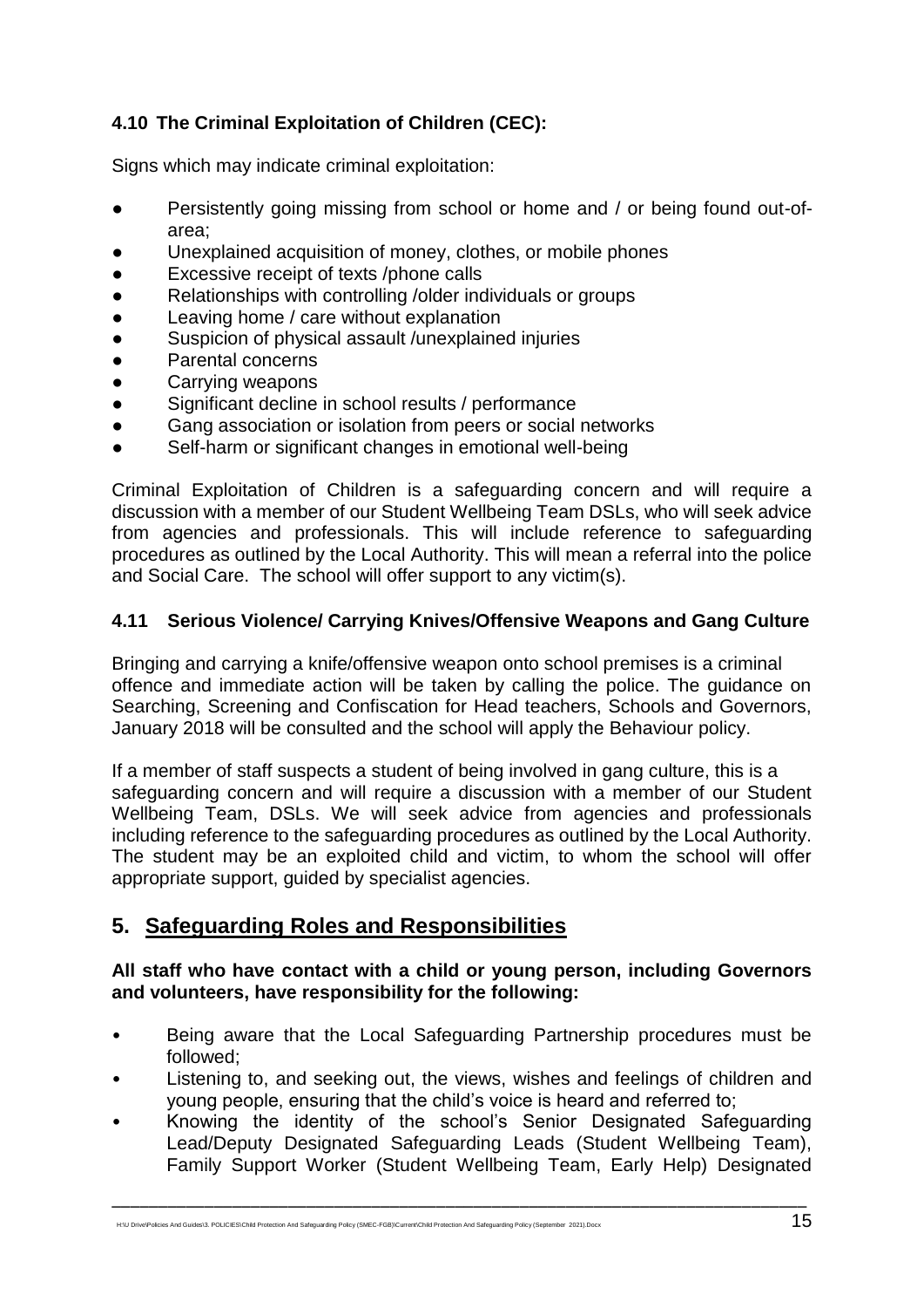### 4.10 The Criminal Exploitation of Children (CEC):

Signs which may indicate criminal exploitation:

- Persistently going missing from school or home and / or being found out-of-area;
- Unexplained acquisition of money, clothes, or mobile phones
- Excessive receipt of texts /phone calls
- Relationships with controlling /older individuals or groups
- Leaving home / care without explanation
- Suspicion of physical assault /unexplained injuries
- Parental concerns
- Carrying weapons
- Significant decline in school results / performance
- Gang association or isolation from peers or social networks
- Self-harm or significant changes in emotional well-being

Criminal Exploitation of Children is a safeguarding concern and will require a discussion with a member of our Student Wellbeing Team DSLs, who will seek advice from agencies and professionals. This will include reference to safeguarding procedures as outlined by the Local Authority. This will mean a referral into the police and Social Care. The school will offer support to any victim(s).

### 4.11 Serious Violence/ Carrying Knives/Offensive Weapons and Gang Culture

Bringing and carrying a knife/offensive weapon onto school premises is a criminal offence and immediate action will be taken by calling the police. The guidance on Searching, Screening and Confiscation for Head teachers, Schools and Governors, January 2018 will be consulted and the school will apply the Behaviour policy.

If a member of staff suspects a student of being involved in gang culture, this is a safeguarding concern and will require a discussion with a member of our Student Wellbeing Team, DSLs. We will seek advice from agencies and professionals including reference to the safeguarding procedures as outlined by the Local Authority. The student may be an exploited child and victim, to whom the school will offer appropriate support, guided by specialist agencies.

## 5. Safeguarding Roles and Responsibilities

**All staff who have contact with a child or young person, including Governors and volunteers, have responsibility for the following:**

- Being aware that the Local Safeguarding Partnership procedures must be followed;
- Listening to, and seeking out, the views, wishes and feelings of children and young people, ensuring that the child's voice is heard and referred to;
- Knowing the identity of the school's Senior Designated Safeguarding Lead/Deputy Designated Safeguarding Leads (Student Wellbeing Team), Family Support Worker (Student Wellbeing Team, Early Help) Designated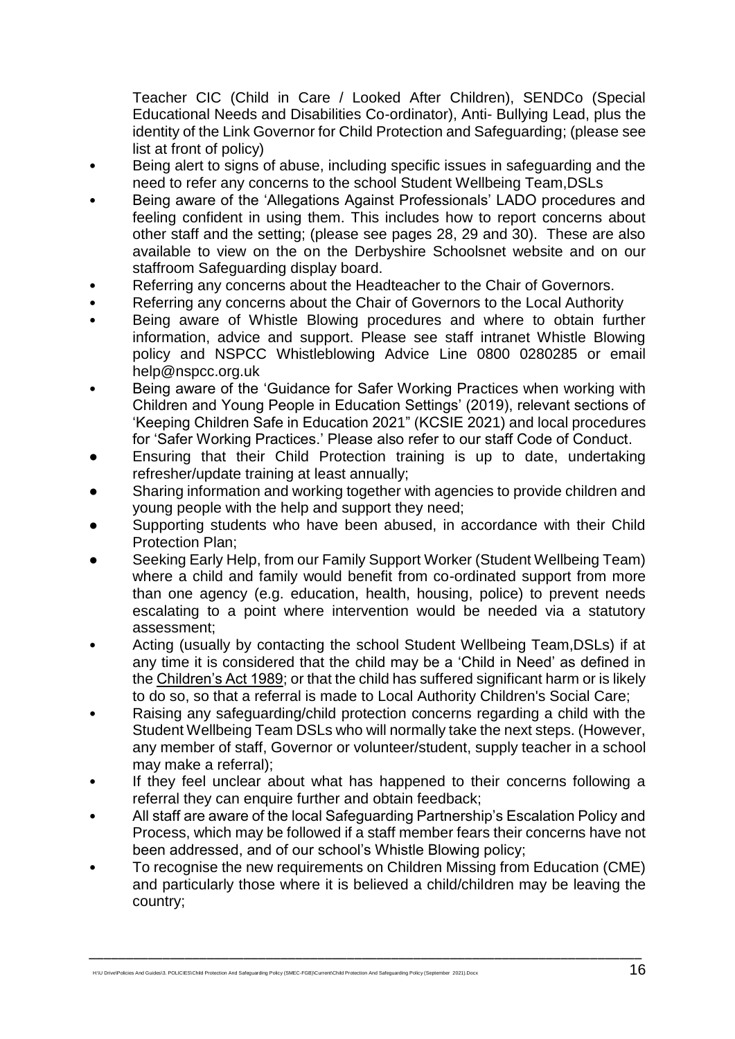Teacher CIC (Child in Care / Looked After Children), SENDCo (Special Educational Needs and Disabilities Co-ordinator), Anti- Bullying Lead, plus the identity of the Link Governor for Child Protection and Safeguarding; (please see list at front of policy)

- Being alert to signs of abuse, including specific issues in safeguarding and the need to refer any concerns to the school Student Wellbeing Team,DSLs
- Being aware of the 'Allegations Against Professionals' LADO procedures and feeling confident in using them. This includes how to report concerns about other staff and the setting; (please see pages 28, 29 and 30). These are also available to view on the on the Derbyshire Schoolsnet website and on our staffroom Safeguarding display board.
- Referring any concerns about the Headteacher to the Chair of Governors.
- Referring any concerns about the Chair of Governors to the Local Authority
- Being aware of Whistle Blowing procedures and where to obtain further information, advice and support. Please see staff intranet Whistle Blowing policy and NSPCC Whistleblowing Advice Line 0800 0280285 or email help@nspcc.org.uk
- Being aware of the 'Guidance for Safer Working Practices when working with Children and Young People in Education Settings' (2019), relevant sections of 'Keeping Children Safe in Education 2021" (KCSIE 2021) and local procedures for 'Safer Working Practices.' Please also refer to our staff Code of Conduct.
- Ensuring that their Child Protection training is up to date, undertaking refresher/update training at least annually;
- Sharing information and working together with agencies to provide children and young people with the help and support they need;
- Supporting students who have been abused, in accordance with their Child Protection Plan;
- Seeking Early Help, from our Family Support Worker (Student Wellbeing Team) where a child and family would benefit from co-ordinated support from more than one agency (e.g. education, health, housing, police) to prevent needs escalating to a point where intervention would be needed via a statutory assessment;
- Acting (usually by contacting the school Student Wellbeing Team,DSLs) if at any time it is considered that the child may be a 'Child in Need' as defined in the Children's Act 1989; or that the child has suffered significant harm or is likely to do so, so that a referral is made to Local Authority Children's Social Care;
- Raising any safeguarding/child protection concerns regarding a child with the Student Wellbeing Team DSLs who will normally take the next steps. (However, any member of staff, Governor or volunteer/student, supply teacher in a school may make a referral);
- If they feel unclear about what has happened to their concerns following a referral they can enquire further and obtain feedback;
- All staff are aware of the local Safeguarding Partnership's Escalation Policy and Process, which may be followed if a staff member fears their concerns have not been addressed, and of our school's Whistle Blowing policy;
- To recognise the new requirements on Children Missing from Education (CME) and particularly those where it is believed a child/children may be leaving the country;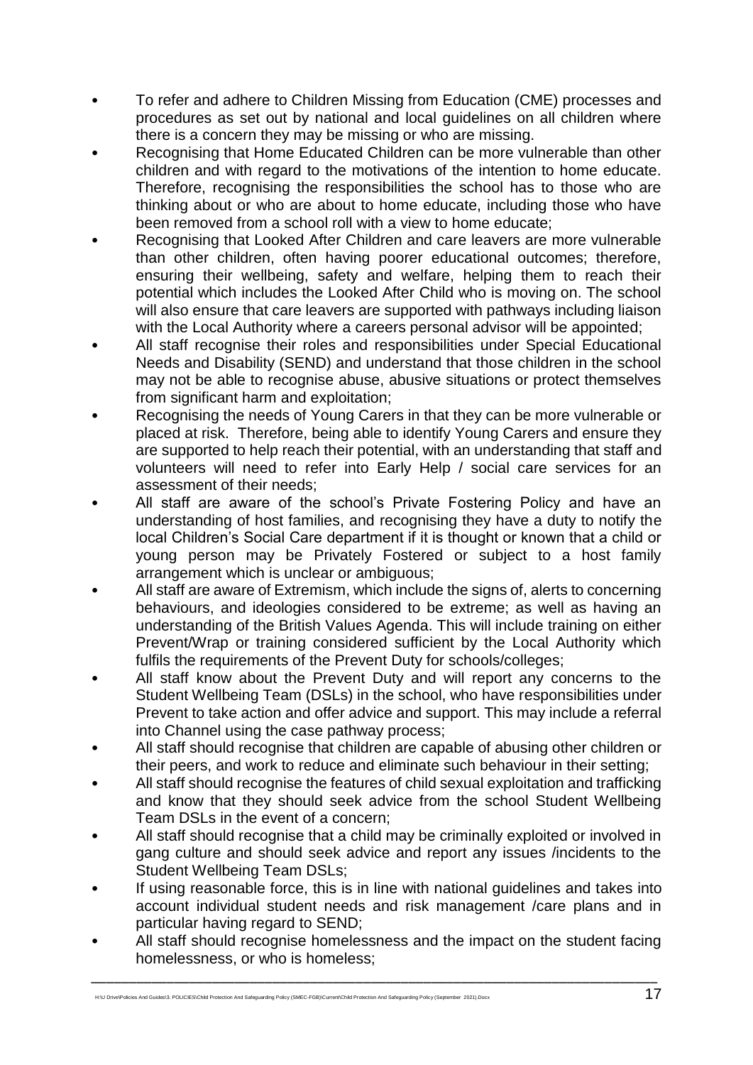- To refer and adhere to Children Missing from Education (CME) processes and procedures as set out by national and local guidelines on all children where there is a concern they may be missing or who are missing.
- Recognising that Home Educated Children can be more vulnerable than other children and with regard to the motivations of the intention to home educate. Therefore, recognising the responsibilities the school has to those who are thinking about or who are about to home educate, including those who have been removed from a school roll with a view to home educate;
- Recognising that Looked After Children and care leavers are more vulnerable than other children, often having poorer educational outcomes; therefore, ensuring their wellbeing, safety and welfare, helping them to reach their potential which includes the Looked After Child who is moving on. The school will also ensure that care leavers are supported with pathways including liaison with the Local Authority where a careers personal advisor will be appointed;
- All staff recognise their roles and responsibilities under Special Educational Needs and Disability (SEND) and understand that those children in the school may not be able to recognise abuse, abusive situations or protect themselves from significant harm and exploitation;
- Recognising the needs of Young Carers in that they can be more vulnerable or placed at risk. Therefore, being able to identify Young Carers and ensure they are supported to help reach their potential, with an understanding that staff and volunteers will need to refer into Early Help / social care services for an assessment of their needs;
- All staff are aware of the school's Private Fostering Policy and have an understanding of host families, and recognising they have a duty to notify the local Children's Social Care department if it is thought or known that a child or young person may be Privately Fostered or subject to a host family arrangement which is unclear or ambiguous;
- All staff are aware of Extremism, which include the signs of, alerts to concerning behaviours, and ideologies considered to be extreme; as well as having an understanding of the British Values Agenda. This will include training on either Prevent/Wrap or training considered sufficient by the Local Authority which fulfils the requirements of the Prevent Duty for schools/colleges;
- All staff know about the Prevent Duty and will report any concerns to the Student Wellbeing Team (DSLs) in the school, who have responsibilities under Prevent to take action and offer advice and support. This may include a referral into Channel using the case pathway process;
- All staff should recognise that children are capable of abusing other children or their peers, and work to reduce and eliminate such behaviour in their setting;
- All staff should recognise the features of child sexual exploitation and trafficking and know that they should seek advice from the school Student Wellbeing Team DSLs in the event of a concern;
- All staff should recognise that a child may be criminally exploited or involved in gang culture and should seek advice and report any issues /incidents to the Student Wellbeing Team DSLs;
- If using reasonable force, this is in line with national guidelines and takes into account individual student needs and risk management /care plans and in particular having regard to SEND;
- All staff should recognise homelessness and the impact on the student facing homelessness, or who is homeless;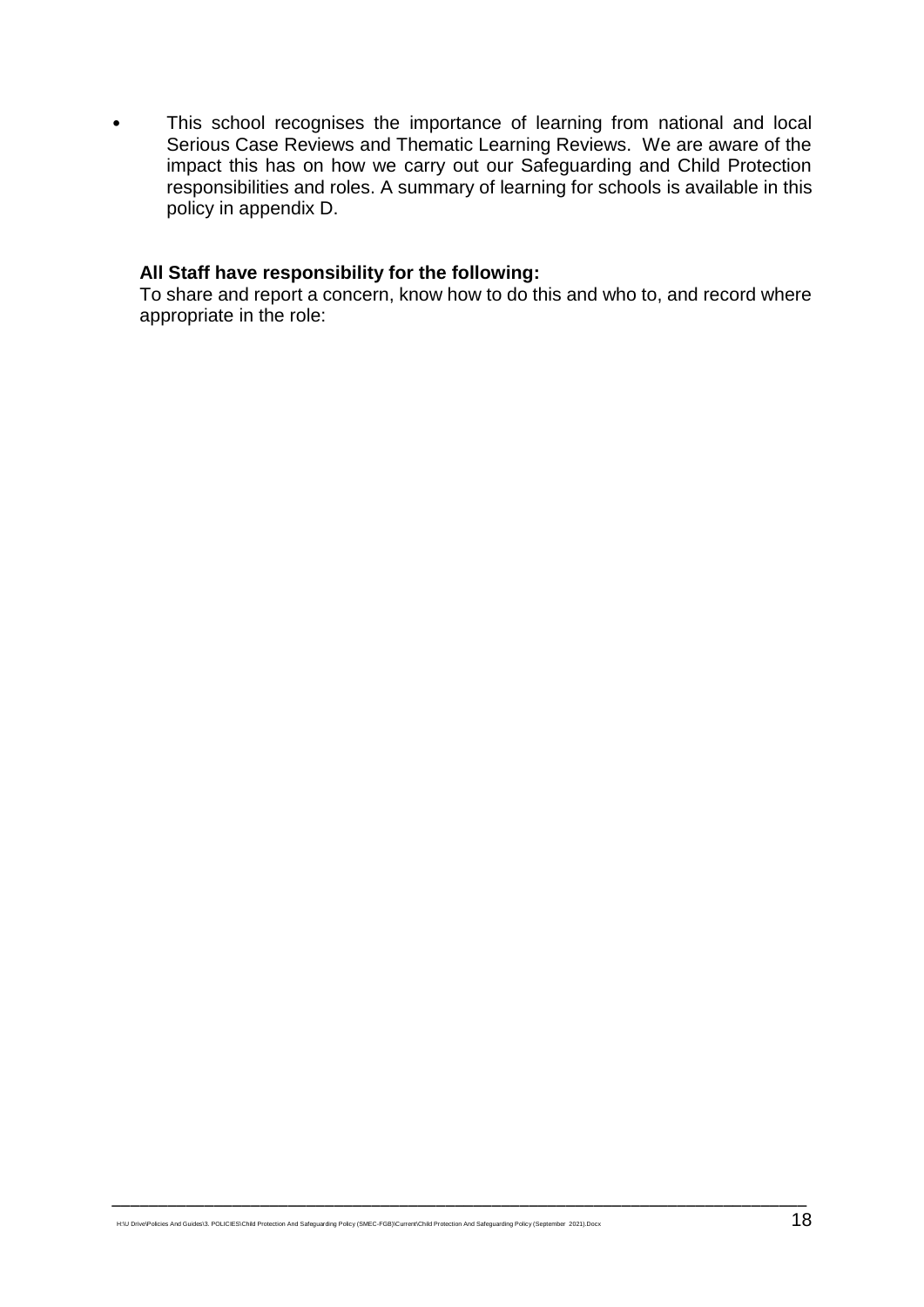- This school recognises the importance of learning from national and local Serious Case Reviews and Thematic Learning Reviews. We are aware of the impact this has on how we carry out our Safeguarding and Child Protection responsibilities and roles. A summary of learning for schools is available in this policy in appendix D.

**All Staff have responsibility for the following:**

To share and report a concern, know how to do this and who to, and record where appropriate in the role: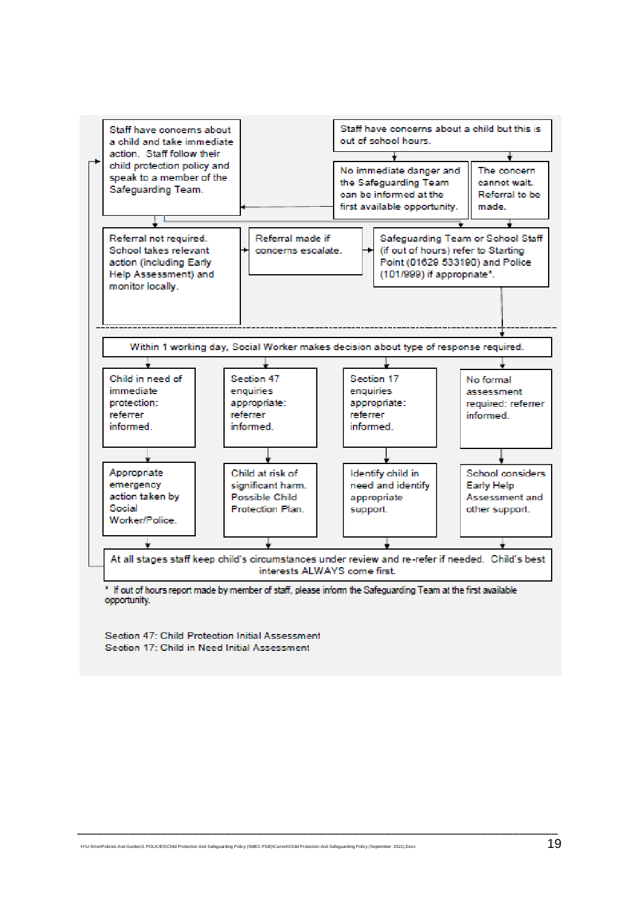Staff have concerns about a child and take immediate action. Staff follow their child protection policy and speak to a member of the Safeguarding Team.

Staff have concerns about a child but this is out of school hours.

No immediate danger and the Safeguarding Team can be informed at the first available opportunity.

The concern cannot wait. Referral to be made.

Referral not required. School takes relevant action (including Early Help Assessment) and monitor locally.

Referral made if concerns escalate.

Safeguarding Team or School Staff (if out of hours) refer to Starting Point (01629 533190) and Police (101/999) if appropriate*.

Within 1 working day, Social Worker makes decision about type of response required.

| Child in need of immediate protection: referrer informed. | Section 47 enquiries appropriate: referrer informed. | Section 17 enquiries appropriate: referrer informed. | No formal assessment required: referrer informed. |
|---|---|---|---|
| Appropriate emergency action taken by Social Worker/Police. | Child at risk of significant harm. Possible Child Protection Plan. | Identify child in need and identify appropriate support. | School considers Early Help Assessment and other support. |

At all stages staff keep child's circumstances under review and re-refer if needed. Child's best interests ALWAYS come first.

\* If out of hours report made by member of staff, please inform the Safeguarding Team at the first available opportunity.

Section 47: Child Protection Initial Assessment
Section 17: Child in Need Initial Assessment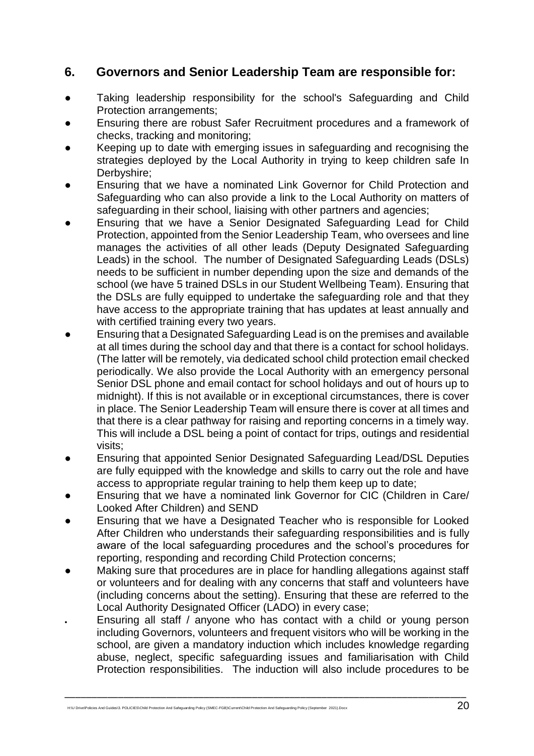## 6. Governors and Senior Leadership Team are responsible for:

- Taking leadership responsibility for the school's Safeguarding and Child Protection arrangements;
- Ensuring there are robust Safer Recruitment procedures and a framework of checks, tracking and monitoring;
- Keeping up to date with emerging issues in safeguarding and recognising the strategies deployed by the Local Authority in trying to keep children safe In Derbyshire;
- Ensuring that we have a nominated Link Governor for Child Protection and Safeguarding who can also provide a link to the Local Authority on matters of safeguarding in their school, liaising with other partners and agencies;
- Ensuring that we have a Senior Designated Safeguarding Lead for Child Protection, appointed from the Senior Leadership Team, who oversees and line manages the activities of all other leads (Deputy Designated Safeguarding Leads) in the school. The number of Designated Safeguarding Leads (DSLs) needs to be sufficient in number depending upon the size and demands of the school (we have 5 trained DSLs in our Student Wellbeing Team). Ensuring that the DSLs are fully equipped to undertake the safeguarding role and that they have access to the appropriate training that has updates at least annually and with certified training every two years.
- Ensuring that a Designated Safeguarding Lead is on the premises and available at all times during the school day and that there is a contact for school holidays. (The latter will be remotely, via dedicated school child protection email checked periodically. We also provide the Local Authority with an emergency personal Senior DSL phone and email contact for school holidays and out of hours up to midnight). If this is not available or in exceptional circumstances, there is cover in place. The Senior Leadership Team will ensure there is cover at all times and that there is a clear pathway for raising and reporting concerns in a timely way. This will include a DSL being a point of contact for trips, outings and residential visits;
- Ensuring that appointed Senior Designated Safeguarding Lead/DSL Deputies are fully equipped with the knowledge and skills to carry out the role and have access to appropriate regular training to help them keep up to date;
- Ensuring that we have a nominated link Governor for CIC (Children in Care/ Looked After Children) and SEND
- Ensuring that we have a Designated Teacher who is responsible for Looked After Children who understands their safeguarding responsibilities and is fully aware of the local safeguarding procedures and the school's procedures for reporting, responding and recording Child Protection concerns;
- Making sure that procedures are in place for handling allegations against staff or volunteers and for dealing with any concerns that staff and volunteers have (including concerns about the setting). Ensuring that these are referred to the Local Authority Designated Officer (LADO) in every case;
- Ensuring all staff / anyone who has contact with a child or young person including Governors, volunteers and frequent visitors who will be working in the school, are given a mandatory induction which includes knowledge regarding abuse, neglect, specific safeguarding issues and familiarisation with Child Protection responsibilities. The induction will also include procedures to be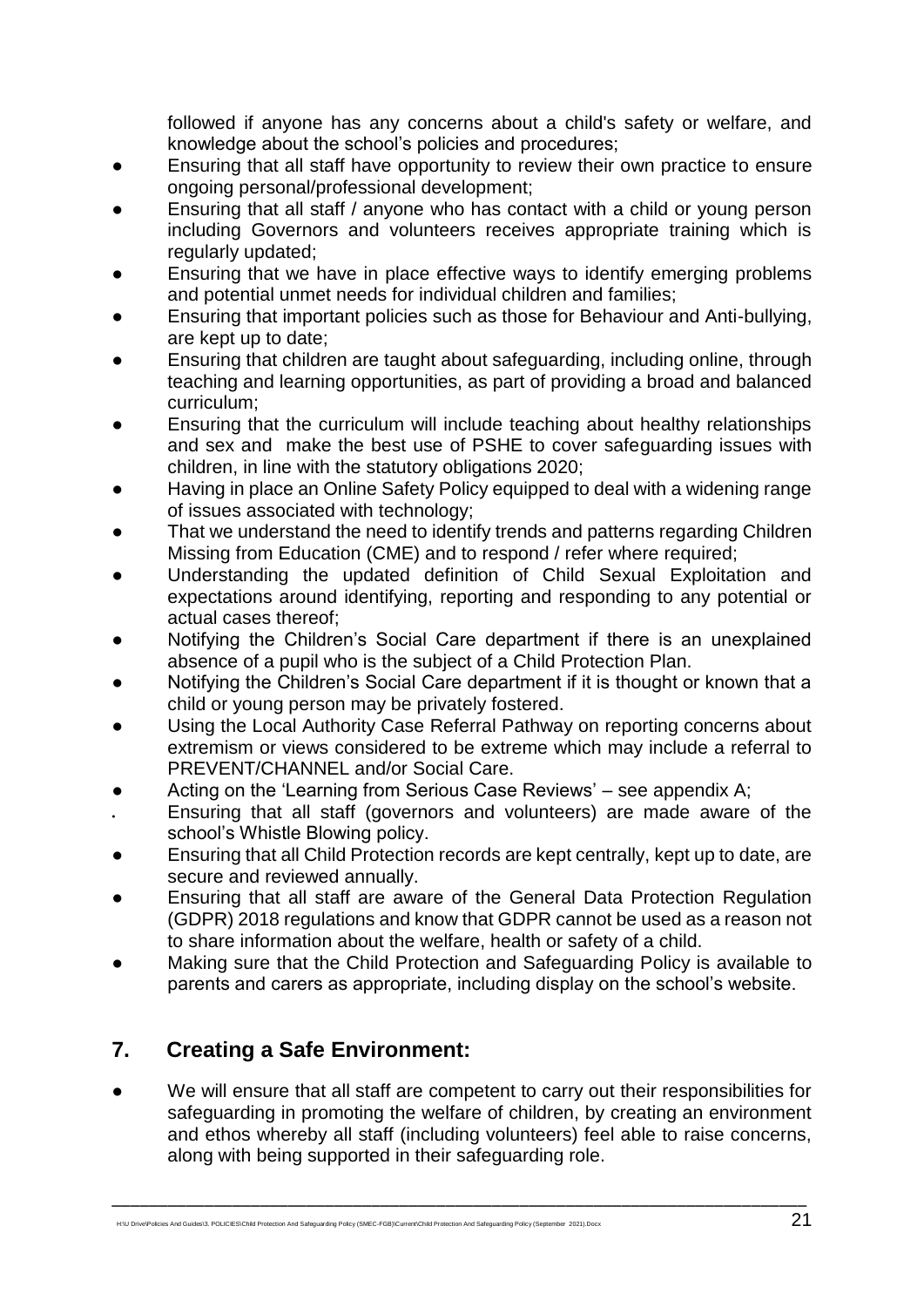followed if anyone has any concerns about a child's safety or welfare, and knowledge about the school's policies and procedures;

- Ensuring that all staff have opportunity to review their own practice to ensure ongoing personal/professional development;
- Ensuring that all staff / anyone who has contact with a child or young person including Governors and volunteers receives appropriate training which is regularly updated;
- Ensuring that we have in place effective ways to identify emerging problems and potential unmet needs for individual children and families;
- Ensuring that important policies such as those for Behaviour and Anti-bullying, are kept up to date;
- Ensuring that children are taught about safeguarding, including online, through teaching and learning opportunities, as part of providing a broad and balanced curriculum;
- Ensuring that the curriculum will include teaching about healthy relationships and sex and make the best use of PSHE to cover safeguarding issues with children, in line with the statutory obligations 2020;
- Having in place an Online Safety Policy equipped to deal with a widening range of issues associated with technology;
- That we understand the need to identify trends and patterns regarding Children Missing from Education (CME) and to respond / refer where required;
- Understanding the updated definition of Child Sexual Exploitation and expectations around identifying, reporting and responding to any potential or actual cases thereof;
- Notifying the Children's Social Care department if there is an unexplained absence of a pupil who is the subject of a Child Protection Plan.
- Notifying the Children's Social Care department if it is thought or known that a child or young person may be privately fostered.
- Using the Local Authority Case Referral Pathway on reporting concerns about extremism or views considered to be extreme which may include a referral to PREVENT/CHANNEL and/or Social Care.
- Acting on the 'Learning from Serious Case Reviews' – see appendix A;
- Ensuring that all staff (governors and volunteers) are made aware of the school's Whistle Blowing policy.
- Ensuring that all Child Protection records are kept centrally, kept up to date, are secure and reviewed annually.
- Ensuring that all staff are aware of the General Data Protection Regulation (GDPR) 2018 regulations and know that GDPR cannot be used as a reason not to share information about the welfare, health or safety of a child.
- Making sure that the Child Protection and Safeguarding Policy is available to parents and carers as appropriate, including display on the school's website.

## 7. Creating a Safe Environment:

- We will ensure that all staff are competent to carry out their responsibilities for safeguarding in promoting the welfare of children, by creating an environment and ethos whereby all staff (including volunteers) feel able to raise concerns, along with being supported in their safeguarding role.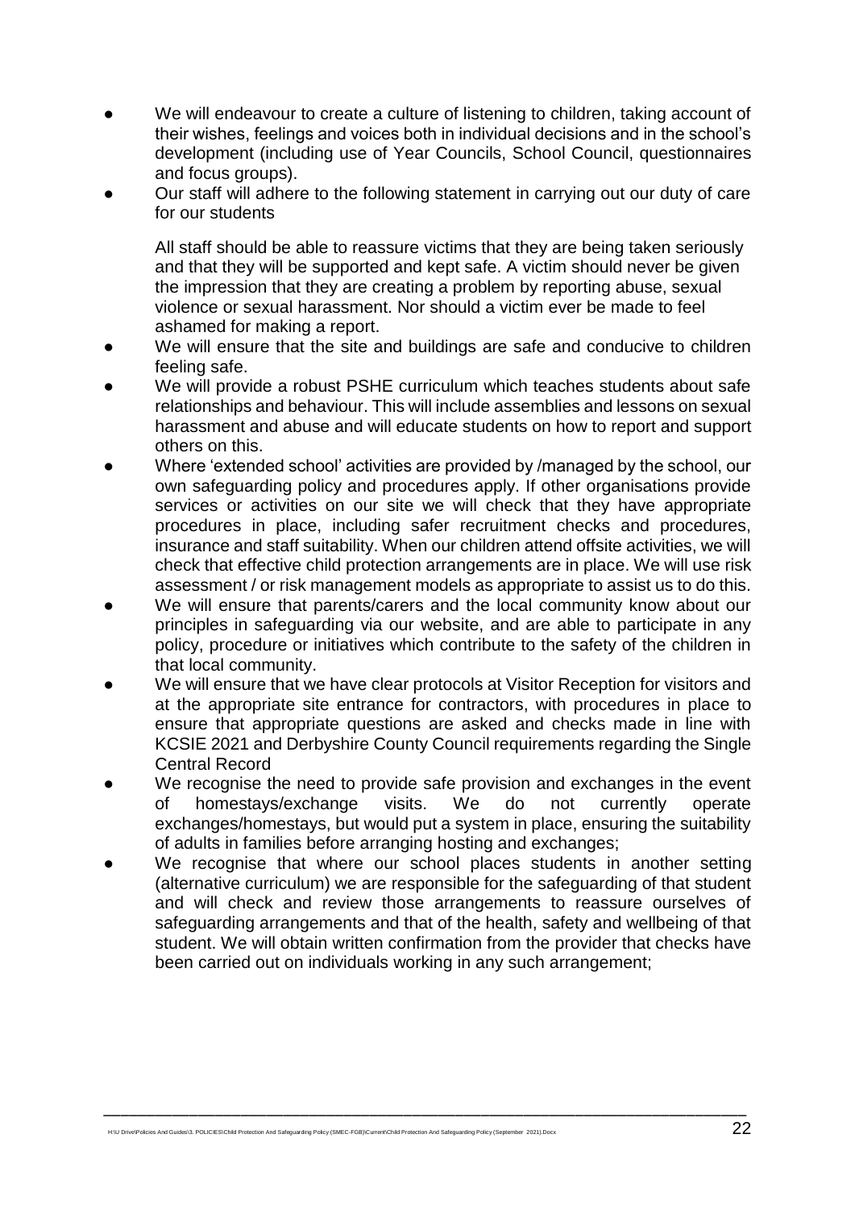- We will endeavour to create a culture of listening to children, taking account of their wishes, feelings and voices both in individual decisions and in the school's development (including use of Year Councils, School Council, questionnaires and focus groups).
- Our staff will adhere to the following statement in carrying out our duty of care for our students

  All staff should be able to reassure victims that they are being taken seriously and that they will be supported and kept safe. A victim should never be given the impression that they are creating a problem by reporting abuse, sexual violence or sexual harassment. Nor should a victim ever be made to feel ashamed for making a report.
- We will ensure that the site and buildings are safe and conducive to children feeling safe.
- We will provide a robust PSHE curriculum which teaches students about safe relationships and behaviour. This will include assemblies and lessons on sexual harassment and abuse and will educate students on how to report and support others on this.
- Where 'extended school' activities are provided by /managed by the school, our own safeguarding policy and procedures apply. If other organisations provide services or activities on our site we will check that they have appropriate procedures in place, including safer recruitment checks and procedures, insurance and staff suitability. When our children attend offsite activities, we will check that effective child protection arrangements are in place. We will use risk assessment / or risk management models as appropriate to assist us to do this.
- We will ensure that parents/carers and the local community know about our principles in safeguarding via our website, and are able to participate in any policy, procedure or initiatives which contribute to the safety of the children in that local community.
- We will ensure that we have clear protocols at Visitor Reception for visitors and at the appropriate site entrance for contractors, with procedures in place to ensure that appropriate questions are asked and checks made in line with KCSIE 2021 and Derbyshire County Council requirements regarding the Single Central Record
- We recognise the need to provide safe provision and exchanges in the event of homestays/exchange visits. We do not currently operate exchanges/homestays, but would put a system in place, ensuring the suitability of adults in families before arranging hosting and exchanges;
- We recognise that where our school places students in another setting (alternative curriculum) we are responsible for the safeguarding of that student and will check and review those arrangements to reassure ourselves of safeguarding arrangements and that of the health, safety and wellbeing of that student. We will obtain written confirmation from the provider that checks have been carried out on individuals working in any such arrangement;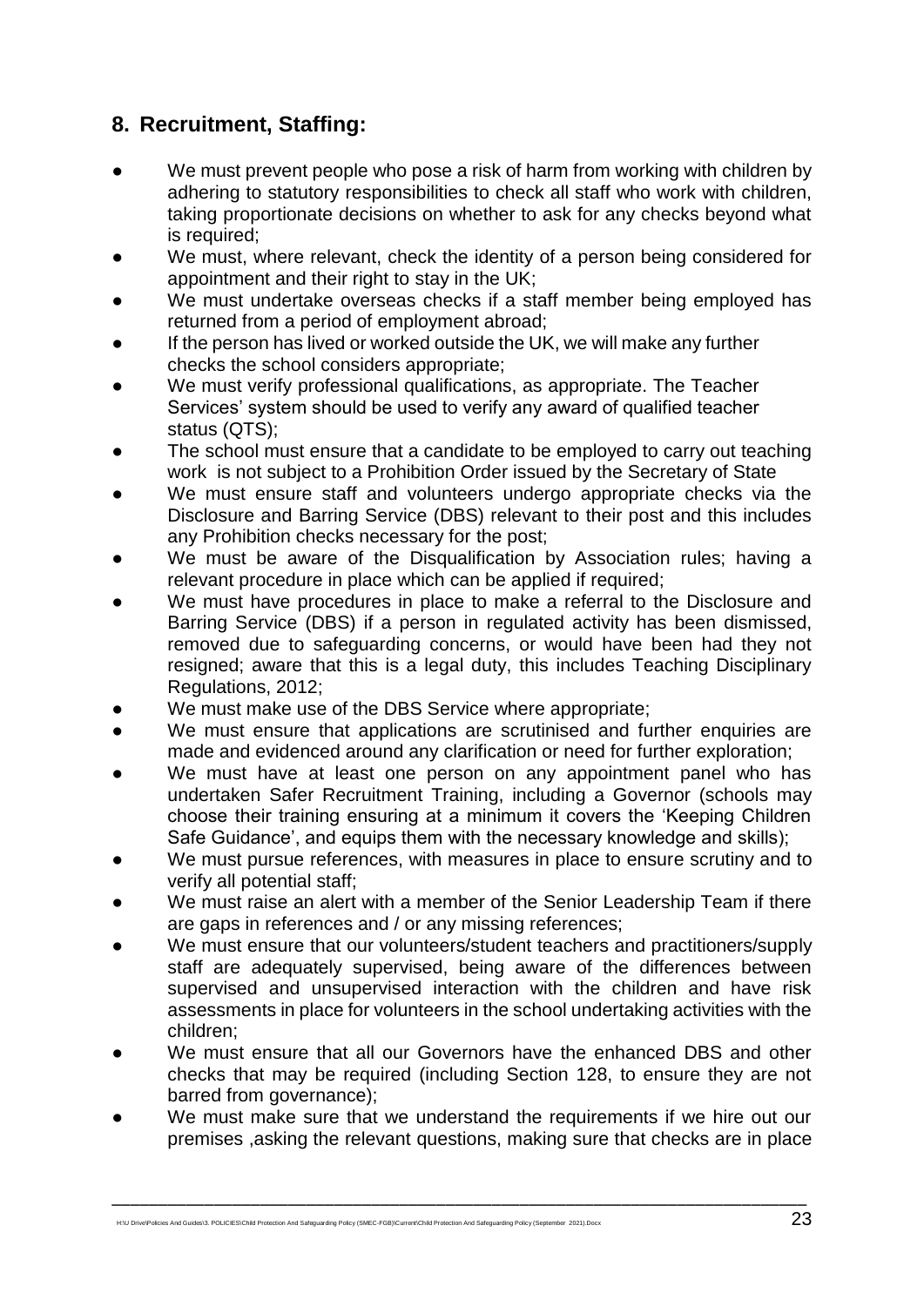## 8. Recruitment, Staffing:

- We must prevent people who pose a risk of harm from working with children by adhering to statutory responsibilities to check all staff who work with children, taking proportionate decisions on whether to ask for any checks beyond what is required;
- We must, where relevant, check the identity of a person being considered for appointment and their right to stay in the UK;
- We must undertake overseas checks if a staff member being employed has returned from a period of employment abroad;
- If the person has lived or worked outside the UK, we will make any further checks the school considers appropriate;
- We must verify professional qualifications, as appropriate. The Teacher Services' system should be used to verify any award of qualified teacher status (QTS);
- The school must ensure that a candidate to be employed to carry out teaching work is not subject to a Prohibition Order issued by the Secretary of State
- We must ensure staff and volunteers undergo appropriate checks via the Disclosure and Barring Service (DBS) relevant to their post and this includes any Prohibition checks necessary for the post;
- We must be aware of the Disqualification by Association rules; having a relevant procedure in place which can be applied if required;
- We must have procedures in place to make a referral to the Disclosure and Barring Service (DBS) if a person in regulated activity has been dismissed, removed due to safeguarding concerns, or would have been had they not resigned; aware that this is a legal duty, this includes Teaching Disciplinary Regulations, 2012;
- We must make use of the DBS Service where appropriate;
- We must ensure that applications are scrutinised and further enquiries are made and evidenced around any clarification or need for further exploration;
- We must have at least one person on any appointment panel who has undertaken Safer Recruitment Training, including a Governor (schools may choose their training ensuring at a minimum it covers the 'Keeping Children Safe Guidance', and equips them with the necessary knowledge and skills);
- We must pursue references, with measures in place to ensure scrutiny and to verify all potential staff;
- We must raise an alert with a member of the Senior Leadership Team if there are gaps in references and / or any missing references;
- We must ensure that our volunteers/student teachers and practitioners/supply staff are adequately supervised, being aware of the differences between supervised and unsupervised interaction with the children and have risk assessments in place for volunteers in the school undertaking activities with the children;
- We must ensure that all our Governors have the enhanced DBS and other checks that may be required (including Section 128, to ensure they are not barred from governance);
- We must make sure that we understand the requirements if we hire out our premises ,asking the relevant questions, making sure that checks are in place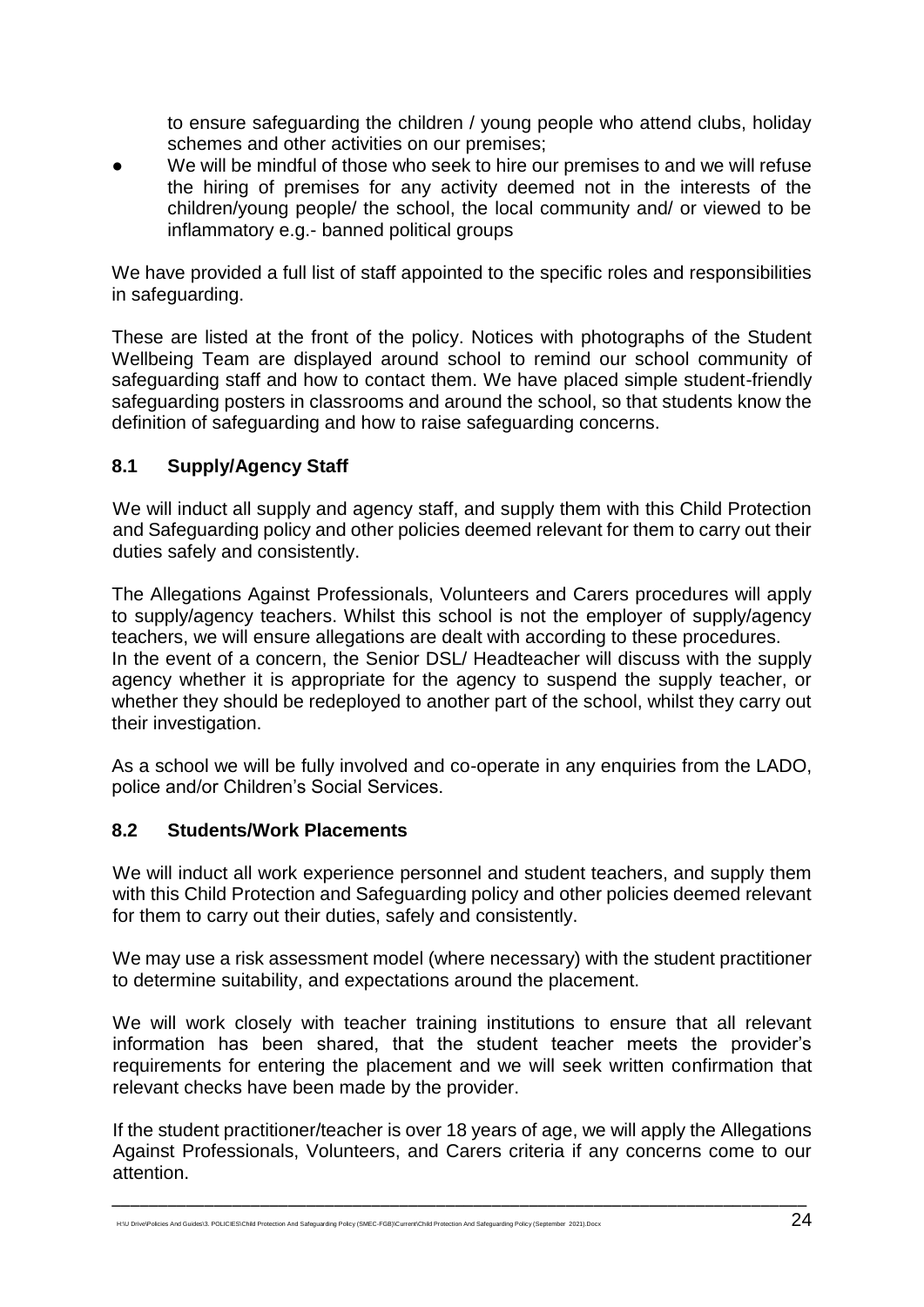to ensure safeguarding the children / young people who attend clubs, holiday schemes and other activities on our premises;

- We will be mindful of those who seek to hire our premises to and we will refuse the hiring of premises for any activity deemed not in the interests of the children/young people/ the school, the local community and/ or viewed to be inflammatory e.g.- banned political groups

We have provided a full list of staff appointed to the specific roles and responsibilities in safeguarding.

These are listed at the front of the policy. Notices with photographs of the Student Wellbeing Team are displayed around school to remind our school community of safeguarding staff and how to contact them. We have placed simple student-friendly safeguarding posters in classrooms and around the school, so that students know the definition of safeguarding and how to raise safeguarding concerns.

### 8.1 Supply/Agency Staff

We will induct all supply and agency staff, and supply them with this Child Protection and Safeguarding policy and other policies deemed relevant for them to carry out their duties safely and consistently.

The Allegations Against Professionals, Volunteers and Carers procedures will apply to supply/agency teachers. Whilst this school is not the employer of supply/agency teachers, we will ensure allegations are dealt with according to these procedures. In the event of a concern, the Senior DSL/ Headteacher will discuss with the supply agency whether it is appropriate for the agency to suspend the supply teacher, or whether they should be redeployed to another part of the school, whilst they carry out their investigation.

As a school we will be fully involved and co-operate in any enquiries from the LADO, police and/or Children's Social Services.

### 8.2 Students/Work Placements

We will induct all work experience personnel and student teachers, and supply them with this Child Protection and Safeguarding policy and other policies deemed relevant for them to carry out their duties, safely and consistently.

We may use a risk assessment model (where necessary) with the student practitioner to determine suitability, and expectations around the placement.

We will work closely with teacher training institutions to ensure that all relevant information has been shared, that the student teacher meets the provider's requirements for entering the placement and we will seek written confirmation that relevant checks have been made by the provider.

If the student practitioner/teacher is over 18 years of age, we will apply the Allegations Against Professionals, Volunteers, and Carers criteria if any concerns come to our attention.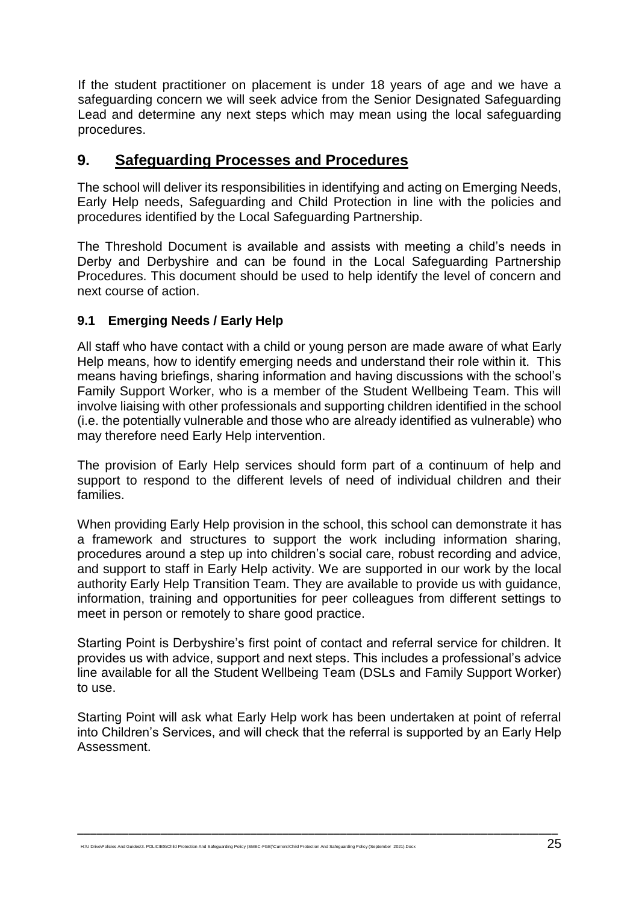If the student practitioner on placement is under 18 years of age and we have a safeguarding concern we will seek advice from the Senior Designated Safeguarding Lead and determine any next steps which may mean using the local safeguarding procedures.

## 9. Safeguarding Processes and Procedures

The school will deliver its responsibilities in identifying and acting on Emerging Needs, Early Help needs, Safeguarding and Child Protection in line with the policies and procedures identified by the Local Safeguarding Partnership.

The Threshold Document is available and assists with meeting a child's needs in Derby and Derbyshire and can be found in the Local Safeguarding Partnership Procedures. This document should be used to help identify the level of concern and next course of action.

### 9.1 Emerging Needs / Early Help

All staff who have contact with a child or young person are made aware of what Early Help means, how to identify emerging needs and understand their role within it. This means having briefings, sharing information and having discussions with the school's Family Support Worker, who is a member of the Student Wellbeing Team. This will involve liaising with other professionals and supporting children identified in the school (i.e. the potentially vulnerable and those who are already identified as vulnerable) who may therefore need Early Help intervention.

The provision of Early Help services should form part of a continuum of help and support to respond to the different levels of need of individual children and their families.

When providing Early Help provision in the school, this school can demonstrate it has a framework and structures to support the work including information sharing, procedures around a step up into children's social care, robust recording and advice, and support to staff in Early Help activity. We are supported in our work by the local authority Early Help Transition Team. They are available to provide us with guidance, information, training and opportunities for peer colleagues from different settings to meet in person or remotely to share good practice.

Starting Point is Derbyshire's first point of contact and referral service for children. It provides us with advice, support and next steps. This includes a professional's advice line available for all the Student Wellbeing Team (DSLs and Family Support Worker) to use.

Starting Point will ask what Early Help work has been undertaken at point of referral into Children's Services, and will check that the referral is supported by an Early Help Assessment.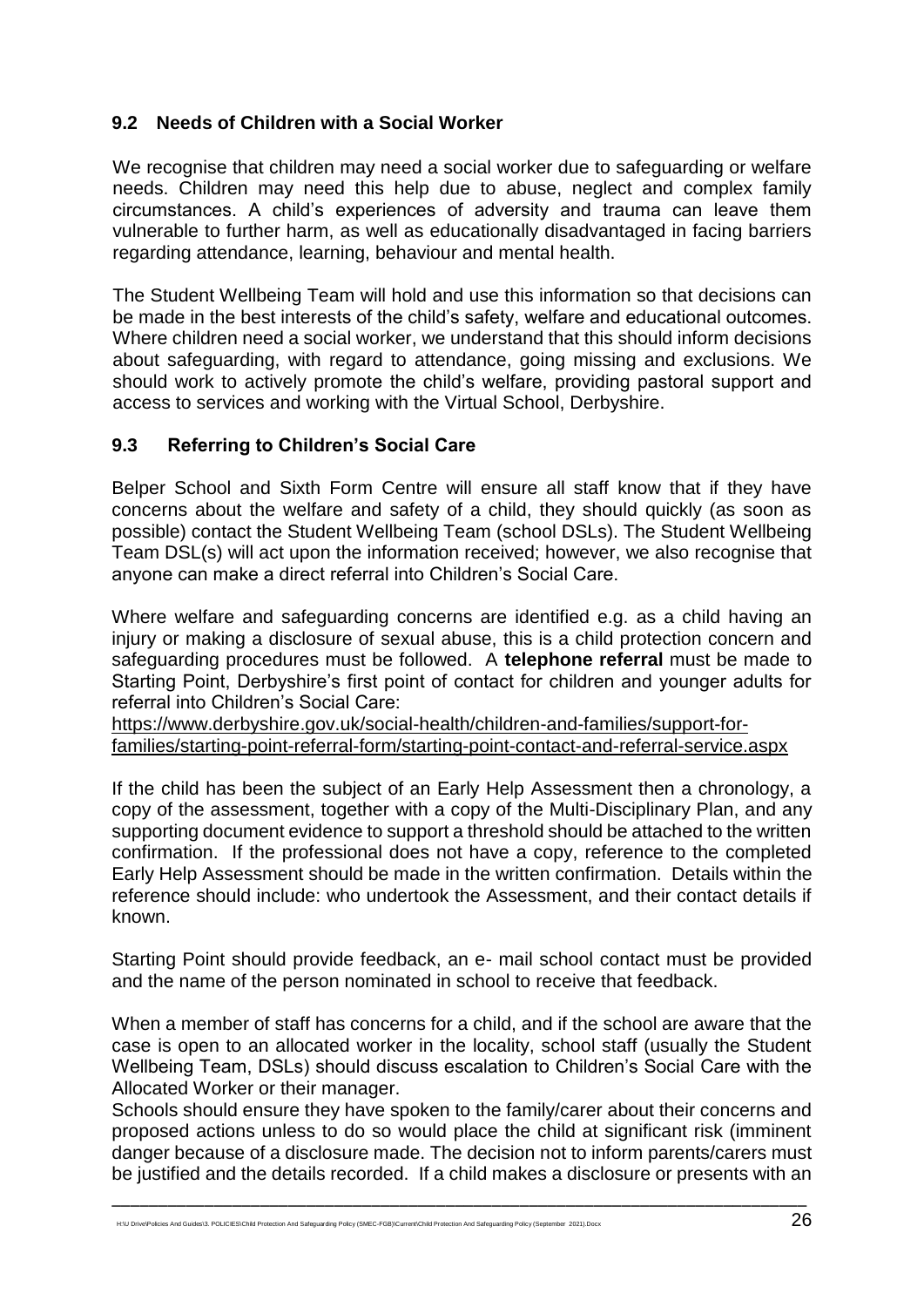### 9.2 Needs of Children with a Social Worker

We recognise that children may need a social worker due to safeguarding or welfare needs. Children may need this help due to abuse, neglect and complex family circumstances. A child's experiences of adversity and trauma can leave them vulnerable to further harm, as well as educationally disadvantaged in facing barriers regarding attendance, learning, behaviour and mental health.

The Student Wellbeing Team will hold and use this information so that decisions can be made in the best interests of the child's safety, welfare and educational outcomes. Where children need a social worker, we understand that this should inform decisions about safeguarding, with regard to attendance, going missing and exclusions. We should work to actively promote the child's welfare, providing pastoral support and access to services and working with the Virtual School, Derbyshire.

### 9.3 Referring to Children's Social Care

Belper School and Sixth Form Centre will ensure all staff know that if they have concerns about the welfare and safety of a child, they should quickly (as soon as possible) contact the Student Wellbeing Team (school DSLs). The Student Wellbeing Team DSL(s) will act upon the information received; however, we also recognise that anyone can make a direct referral into Children's Social Care.

Where welfare and safeguarding concerns are identified e.g. as a child having an injury or making a disclosure of sexual abuse, this is a child protection concern and safeguarding procedures must be followed. A **telephone referral** must be made to Starting Point, Derbyshire's first point of contact for children and younger adults for referral into Children's Social Care:
https://www.derbyshire.gov.uk/social-health/children-and-families/support-for-families/starting-point-referral-form/starting-point-contact-and-referral-service.aspx

If the child has been the subject of an Early Help Assessment then a chronology, a copy of the assessment, together with a copy of the Multi-Disciplinary Plan, and any supporting document evidence to support a threshold should be attached to the written confirmation. If the professional does not have a copy, reference to the completed Early Help Assessment should be made in the written confirmation. Details within the reference should include: who undertook the Assessment, and their contact details if known.

Starting Point should provide feedback, an e- mail school contact must be provided and the name of the person nominated in school to receive that feedback.

When a member of staff has concerns for a child, and if the school are aware that the case is open to an allocated worker in the locality, school staff (usually the Student Wellbeing Team, DSLs) should discuss escalation to Children's Social Care with the Allocated Worker or their manager.

Schools should ensure they have spoken to the family/carer about their concerns and proposed actions unless to do so would place the child at significant risk (imminent danger because of a disclosure made. The decision not to inform parents/carers must be justified and the details recorded. If a child makes a disclosure or presents with an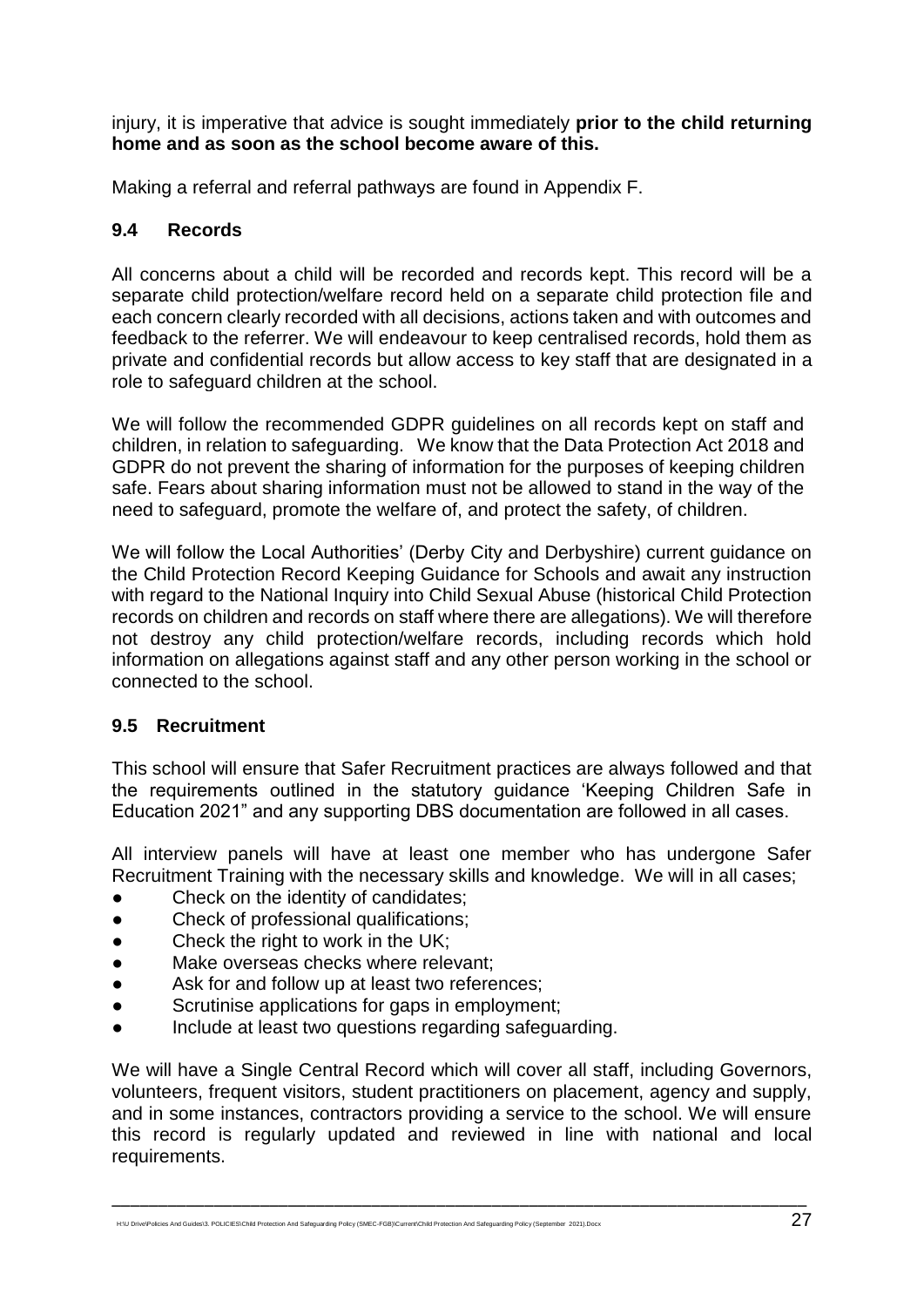injury, it is imperative that advice is sought immediately **prior to the child returning home and as soon as the school become aware of this.**

Making a referral and referral pathways are found in Appendix F.

### 9.4 Records

All concerns about a child will be recorded and records kept. This record will be a separate child protection/welfare record held on a separate child protection file and each concern clearly recorded with all decisions, actions taken and with outcomes and feedback to the referrer. We will endeavour to keep centralised records, hold them as private and confidential records but allow access to key staff that are designated in a role to safeguard children at the school.

We will follow the recommended GDPR guidelines on all records kept on staff and children, in relation to safeguarding. We know that the Data Protection Act 2018 and GDPR do not prevent the sharing of information for the purposes of keeping children safe. Fears about sharing information must not be allowed to stand in the way of the need to safeguard, promote the welfare of, and protect the safety, of children.

We will follow the Local Authorities' (Derby City and Derbyshire) current guidance on the Child Protection Record Keeping Guidance for Schools and await any instruction with regard to the National Inquiry into Child Sexual Abuse (historical Child Protection records on children and records on staff where there are allegations). We will therefore not destroy any child protection/welfare records, including records which hold information on allegations against staff and any other person working in the school or connected to the school.

### 9.5 Recruitment

This school will ensure that Safer Recruitment practices are always followed and that the requirements outlined in the statutory guidance 'Keeping Children Safe in Education 2021" and any supporting DBS documentation are followed in all cases.

All interview panels will have at least one member who has undergone Safer Recruitment Training with the necessary skills and knowledge. We will in all cases;

- Check on the identity of candidates;
- Check of professional qualifications;
- Check the right to work in the UK;
- Make overseas checks where relevant;
- Ask for and follow up at least two references;
- Scrutinise applications for gaps in employment;
- Include at least two questions regarding safeguarding.

We will have a Single Central Record which will cover all staff, including Governors, volunteers, frequent visitors, student practitioners on placement, agency and supply, and in some instances, contractors providing a service to the school. We will ensure this record is regularly updated and reviewed in line with national and local requirements.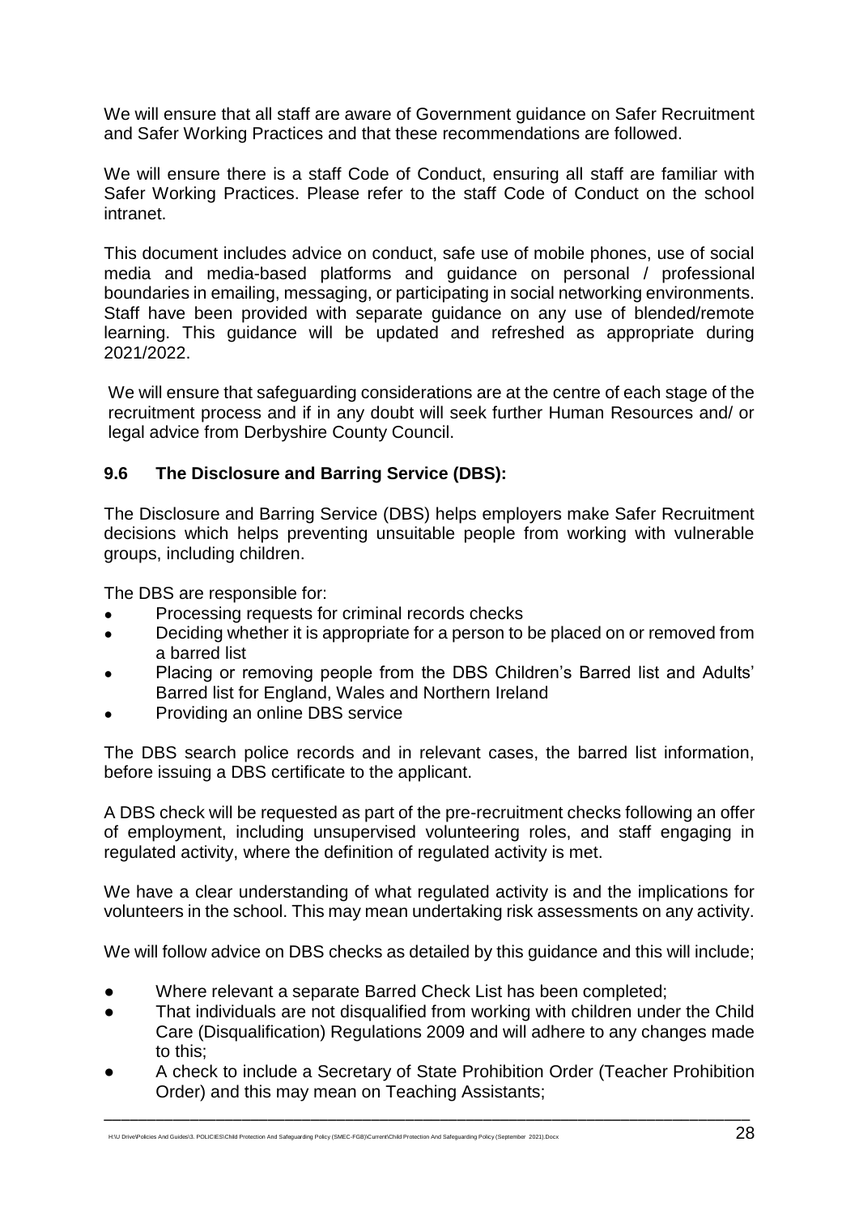We will ensure that all staff are aware of Government guidance on Safer Recruitment and Safer Working Practices and that these recommendations are followed.

We will ensure there is a staff Code of Conduct, ensuring all staff are familiar with Safer Working Practices. Please refer to the staff Code of Conduct on the school intranet.

This document includes advice on conduct, safe use of mobile phones, use of social media and media-based platforms and guidance on personal / professional boundaries in emailing, messaging, or participating in social networking environments. Staff have been provided with separate guidance on any use of blended/remote learning. This guidance will be updated and refreshed as appropriate during 2021/2022.

We will ensure that safeguarding considerations are at the centre of each stage of the recruitment process and if in any doubt will seek further Human Resources and/ or legal advice from Derbyshire County Council.

### 9.6 The Disclosure and Barring Service (DBS):

The Disclosure and Barring Service (DBS) helps employers make Safer Recruitment decisions which helps preventing unsuitable people from working with vulnerable groups, including children.

The DBS are responsible for:

- Processing requests for criminal records checks
- Deciding whether it is appropriate for a person to be placed on or removed from a barred list
- Placing or removing people from the DBS Children's Barred list and Adults' Barred list for England, Wales and Northern Ireland
- Providing an online DBS service

The DBS search police records and in relevant cases, the barred list information, before issuing a DBS certificate to the applicant.

A DBS check will be requested as part of the pre-recruitment checks following an offer of employment, including unsupervised volunteering roles, and staff engaging in regulated activity, where the definition of regulated activity is met.

We have a clear understanding of what regulated activity is and the implications for volunteers in the school. This may mean undertaking risk assessments on any activity.

We will follow advice on DBS checks as detailed by this guidance and this will include;

- Where relevant a separate Barred Check List has been completed;
- That individuals are not disqualified from working with children under the Child Care (Disqualification) Regulations 2009 and will adhere to any changes made to this;
- A check to include a Secretary of State Prohibition Order (Teacher Prohibition Order) and this may mean on Teaching Assistants;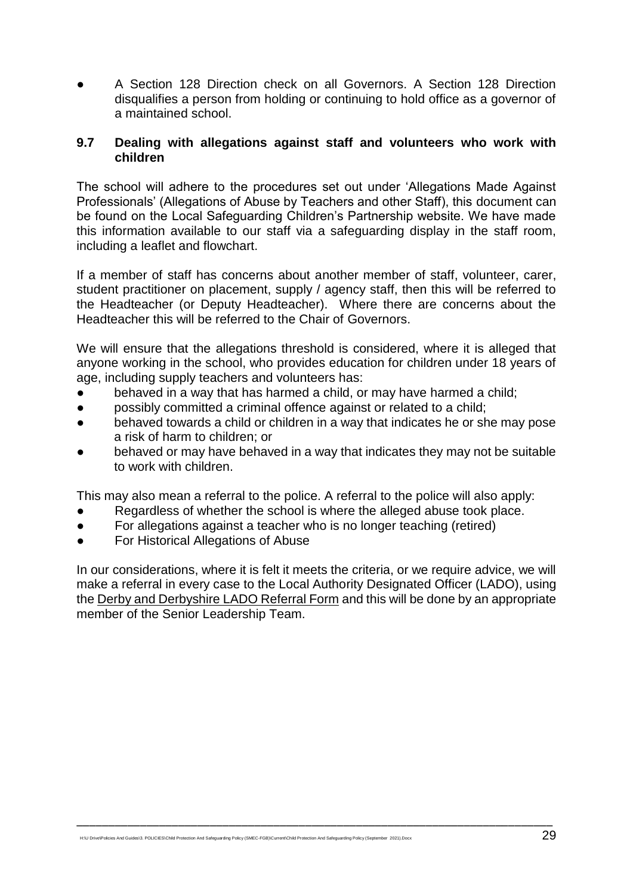- A Section 128 Direction check on all Governors. A Section 128 Direction disqualifies a person from holding or continuing to hold office as a governor of a maintained school.

### 9.7 Dealing with allegations against staff and volunteers who work with children

The school will adhere to the procedures set out under 'Allegations Made Against Professionals' (Allegations of Abuse by Teachers and other Staff), this document can be found on the Local Safeguarding Children's Partnership website. We have made this information available to our staff via a safeguarding display in the staff room, including a leaflet and flowchart.

If a member of staff has concerns about another member of staff, volunteer, carer, student practitioner on placement, supply / agency staff, then this will be referred to the Headteacher (or Deputy Headteacher). Where there are concerns about the Headteacher this will be referred to the Chair of Governors.

We will ensure that the allegations threshold is considered, where it is alleged that anyone working in the school, who provides education for children under 18 years of age, including supply teachers and volunteers has:

- behaved in a way that has harmed a child, or may have harmed a child;
- possibly committed a criminal offence against or related to a child;
- behaved towards a child or children in a way that indicates he or she may pose a risk of harm to children; or
- behaved or may have behaved in a way that indicates they may not be suitable to work with children.

This may also mean a referral to the police. A referral to the police will also apply:

- Regardless of whether the school is where the alleged abuse took place.
- For allegations against a teacher who is no longer teaching (retired)
- For Historical Allegations of Abuse

In our considerations, where it is felt it meets the criteria, or we require advice, we will make a referral in every case to the Local Authority Designated Officer (LADO), using the Derby and Derbyshire LADO Referral Form and this will be done by an appropriate member of the Senior Leadership Team.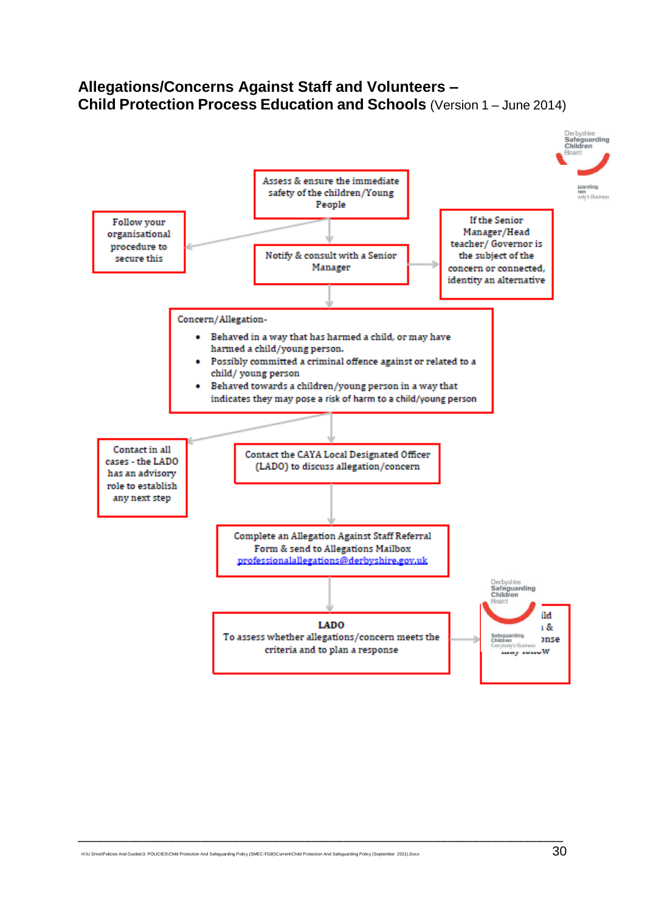## Allegations/Concerns Against Staff and Volunteers – Child Protection Process Education and Schools (Version 1 – June 2014)

Assess & ensure the immediate safety of the children/Young People

Follow your organisational procedure to secure this

Notify & consult with a Senior Manager

If the Senior Manager/Head teacher/ Governor is the subject of the concern or connected, identity an alternative

Concern/Allegation-

- Behaved in a way that has harmed a child, or may have harmed a child/young person.
- Possibly committed a criminal offence against or related to a child/ young person
- Behaved towards a children/young person in a way that indicates they may pose a risk of harm to a child/young person

Contact in all cases - the LADO has an advisory role to establish any next step

Contact the CAYA Local Designated Officer (LADO) to discuss allegation/concern

Complete an Allegation Against Staff Referral Form & send to Allegations Mailbox professionalallegations@derbyshire.gov.uk

LADO
To assess whether allegations/concern meets the criteria and to plan a response

ild
& 
onse
may follow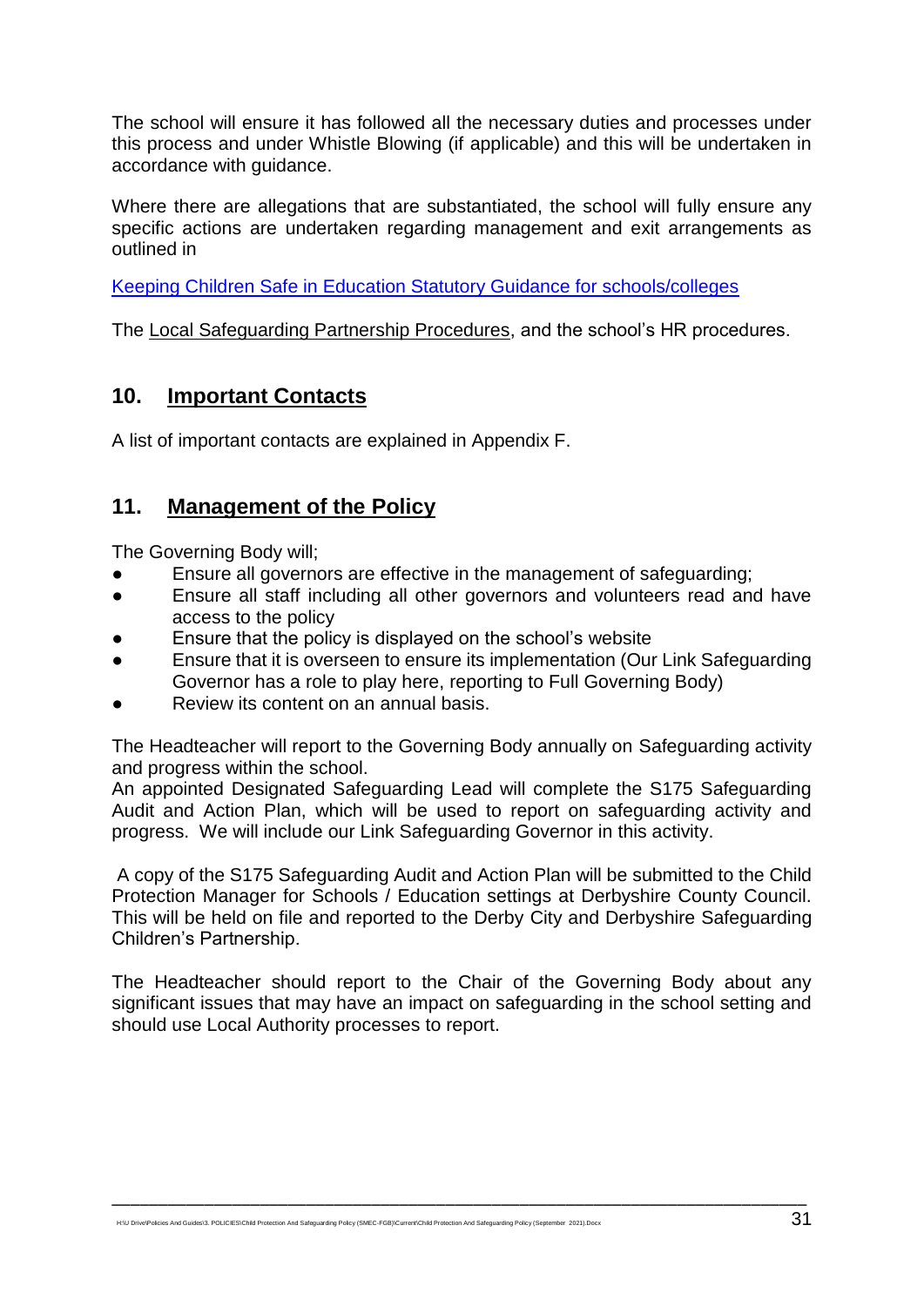The school will ensure it has followed all the necessary duties and processes under this process and under Whistle Blowing (if applicable) and this will be undertaken in accordance with guidance.

Where there are allegations that are substantiated, the school will fully ensure any specific actions are undertaken regarding management and exit arrangements as outlined in

Keeping Children Safe in Education Statutory Guidance for schools/colleges

The Local Safeguarding Partnership Procedures, and the school's HR procedures.

## 10. Important Contacts

A list of important contacts are explained in Appendix F.

## 11. Management of the Policy

The Governing Body will;

- Ensure all governors are effective in the management of safeguarding;
- Ensure all staff including all other governors and volunteers read and have access to the policy
- Ensure that the policy is displayed on the school's website
- Ensure that it is overseen to ensure its implementation (Our Link Safeguarding Governor has a role to play here, reporting to Full Governing Body)
- Review its content on an annual basis.

The Headteacher will report to the Governing Body annually on Safeguarding activity and progress within the school.
An appointed Designated Safeguarding Lead will complete the S175 Safeguarding Audit and Action Plan, which will be used to report on safeguarding activity and progress. We will include our Link Safeguarding Governor in this activity.

A copy of the S175 Safeguarding Audit and Action Plan will be submitted to the Child Protection Manager for Schools / Education settings at Derbyshire County Council. This will be held on file and reported to the Derby City and Derbyshire Safeguarding Children's Partnership.

The Headteacher should report to the Chair of the Governing Body about any significant issues that may have an impact on safeguarding in the school setting and should use Local Authority processes to report.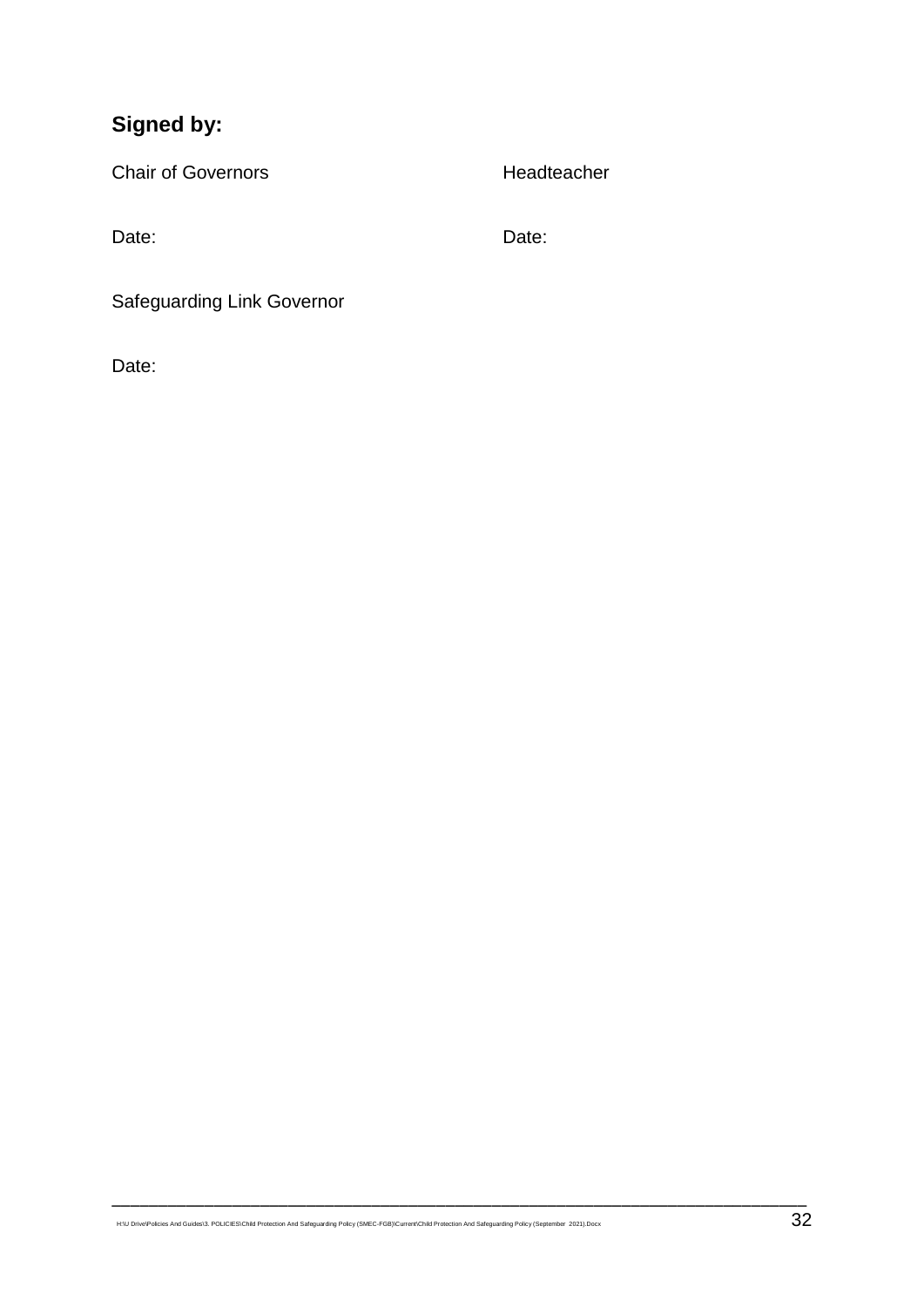**Signed by:**

| Chair of Governors | Headteacher |
| --- | --- |
| Date: | Date: |

Safeguarding Link Governor

Date: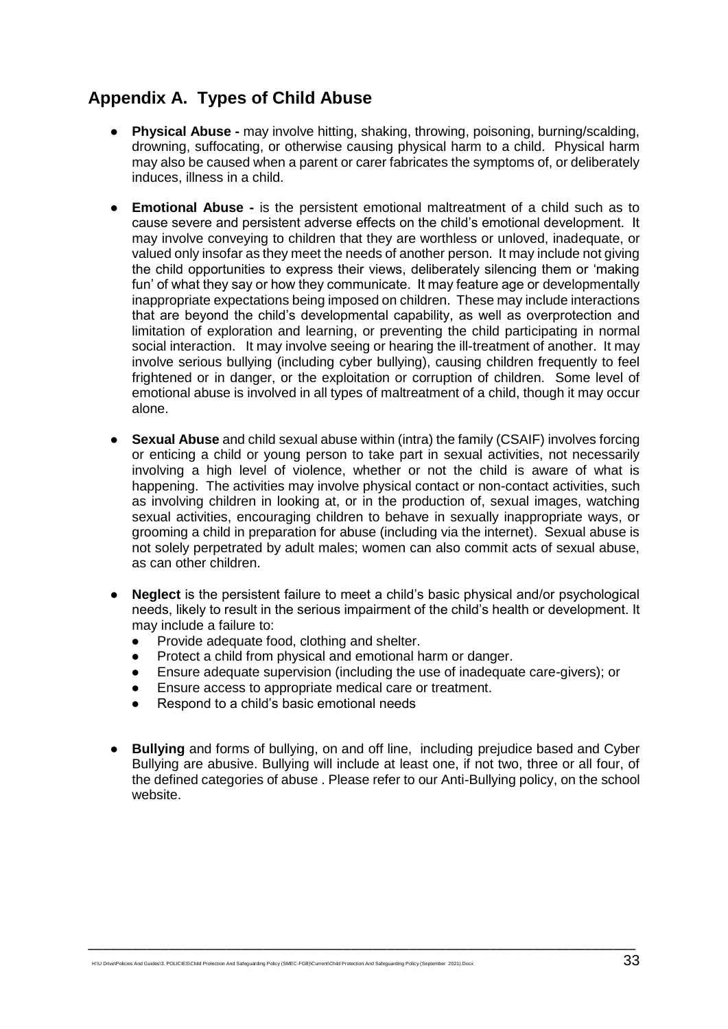## Appendix A. Types of Child Abuse

- **Physical Abuse -** may involve hitting, shaking, throwing, poisoning, burning/scalding, drowning, suffocating, or otherwise causing physical harm to a child. Physical harm may also be caused when a parent or carer fabricates the symptoms of, or deliberately induces, illness in a child.

- **Emotional Abuse -** is the persistent emotional maltreatment of a child such as to cause severe and persistent adverse effects on the child's emotional development. It may involve conveying to children that they are worthless or unloved, inadequate, or valued only insofar as they meet the needs of another person. It may include not giving the child opportunities to express their views, deliberately silencing them or 'making fun' of what they say or how they communicate. It may feature age or developmentally inappropriate expectations being imposed on children. These may include interactions that are beyond the child's developmental capability, as well as overprotection and limitation of exploration and learning, or preventing the child participating in normal social interaction. It may involve seeing or hearing the ill-treatment of another. It may involve serious bullying (including cyber bullying), causing children frequently to feel frightened or in danger, or the exploitation or corruption of children. Some level of emotional abuse is involved in all types of maltreatment of a child, though it may occur alone.

- **Sexual Abuse** and child sexual abuse within (intra) the family (CSAIF) involves forcing or enticing a child or young person to take part in sexual activities, not necessarily involving a high level of violence, whether or not the child is aware of what is happening. The activities may involve physical contact or non-contact activities, such as involving children in looking at, or in the production of, sexual images, watching sexual activities, encouraging children to behave in sexually inappropriate ways, or grooming a child in preparation for abuse (including via the internet). Sexual abuse is not solely perpetrated by adult males; women can also commit acts of sexual abuse, as can other children.

- **Neglect** is the persistent failure to meet a child's basic physical and/or psychological needs, likely to result in the serious impairment of the child's health or development. It may include a failure to:
  - Provide adequate food, clothing and shelter.
  - Protect a child from physical and emotional harm or danger.
  - Ensure adequate supervision (including the use of inadequate care-givers); or
  - Ensure access to appropriate medical care or treatment.
  - Respond to a child's basic emotional needs

- **Bullying** and forms of bullying, on and off line, including prejudice based and Cyber Bullying are abusive. Bullying will include at least one, if not two, three or all four, of the defined categories of abuse . Please refer to our Anti-Bullying policy, on the school website.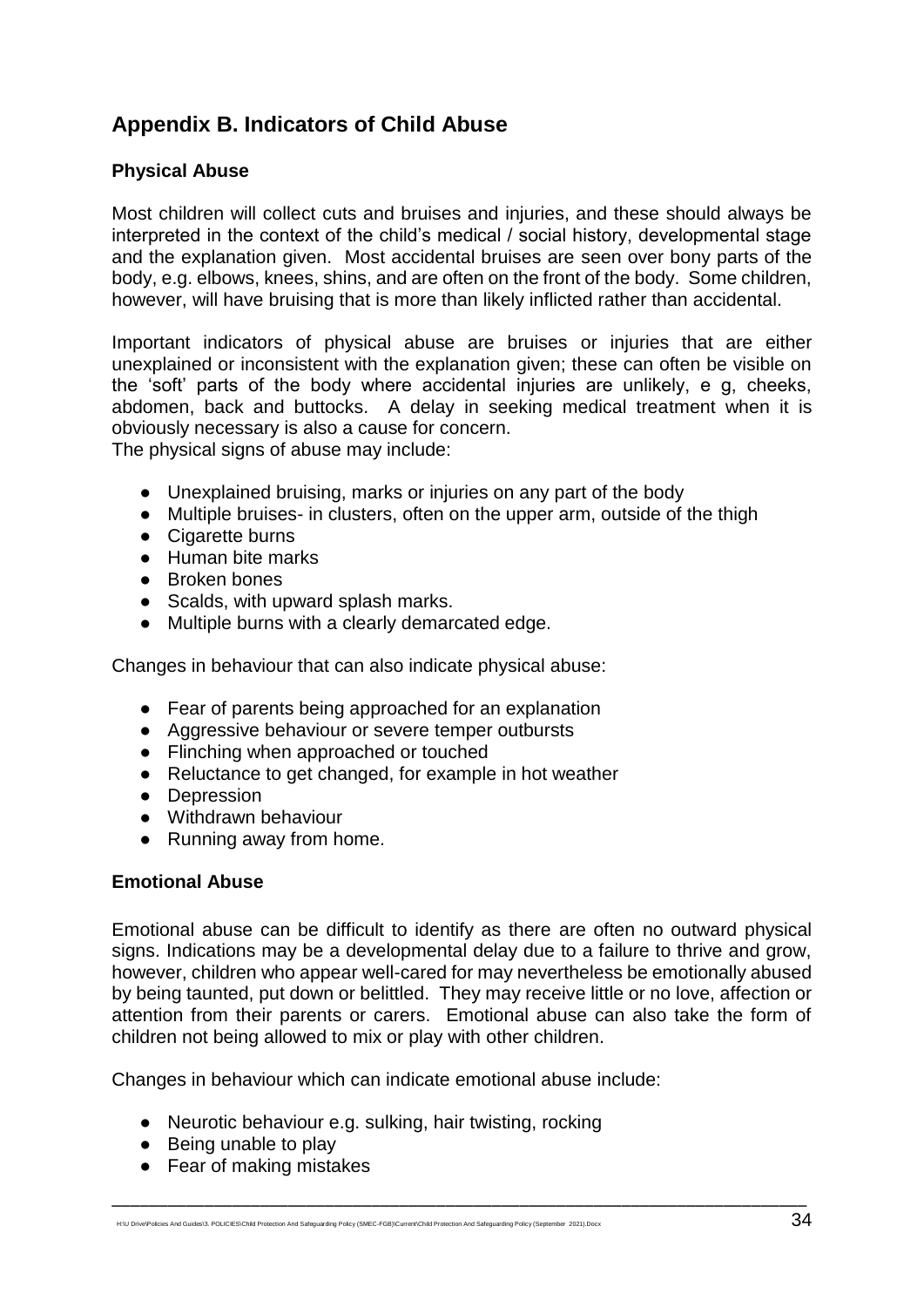## Appendix B. Indicators of Child Abuse

### Physical Abuse

Most children will collect cuts and bruises and injuries, and these should always be interpreted in the context of the child's medical / social history, developmental stage and the explanation given. Most accidental bruises are seen over bony parts of the body, e.g. elbows, knees, shins, and are often on the front of the body. Some children, however, will have bruising that is more than likely inflicted rather than accidental.

Important indicators of physical abuse are bruises or injuries that are either unexplained or inconsistent with the explanation given; these can often be visible on the 'soft' parts of the body where accidental injuries are unlikely, e g, cheeks, abdomen, back and buttocks. A delay in seeking medical treatment when it is obviously necessary is also a cause for concern.
The physical signs of abuse may include:

- Unexplained bruising, marks or injuries on any part of the body
- Multiple bruises- in clusters, often on the upper arm, outside of the thigh
- Cigarette burns
- Human bite marks
- Broken bones
- Scalds, with upward splash marks.
- Multiple burns with a clearly demarcated edge.

Changes in behaviour that can also indicate physical abuse:

- Fear of parents being approached for an explanation
- Aggressive behaviour or severe temper outbursts
- Flinching when approached or touched
- Reluctance to get changed, for example in hot weather
- Depression
- Withdrawn behaviour
- Running away from home.

### Emotional Abuse

Emotional abuse can be difficult to identify as there are often no outward physical signs. Indications may be a developmental delay due to a failure to thrive and grow, however, children who appear well-cared for may nevertheless be emotionally abused by being taunted, put down or belittled. They may receive little or no love, affection or attention from their parents or carers. Emotional abuse can also take the form of children not being allowed to mix or play with other children.

Changes in behaviour which can indicate emotional abuse include:

- Neurotic behaviour e.g. sulking, hair twisting, rocking
- Being unable to play
- Fear of making mistakes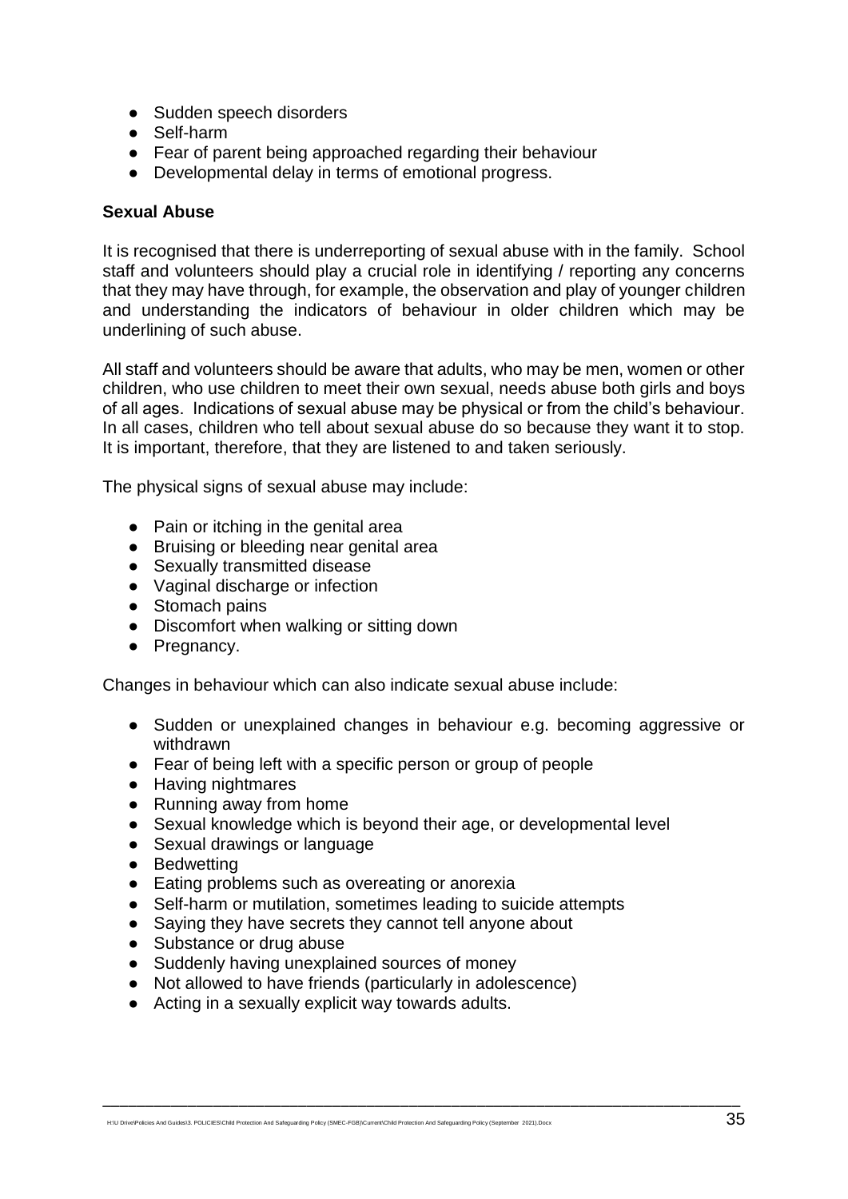- Sudden speech disorders
- Self-harm
- Fear of parent being approached regarding their behaviour
- Developmental delay in terms of emotional progress.

**Sexual Abuse**

It is recognised that there is underreporting of sexual abuse with in the family. School staff and volunteers should play a crucial role in identifying / reporting any concerns that they may have through, for example, the observation and play of younger children and understanding the indicators of behaviour in older children which may be underlining of such abuse.

All staff and volunteers should be aware that adults, who may be men, women or other children, who use children to meet their own sexual, needs abuse both girls and boys of all ages. Indications of sexual abuse may be physical or from the child's behaviour. In all cases, children who tell about sexual abuse do so because they want it to stop. It is important, therefore, that they are listened to and taken seriously.

The physical signs of sexual abuse may include:

- Pain or itching in the genital area
- Bruising or bleeding near genital area
- Sexually transmitted disease
- Vaginal discharge or infection
- Stomach pains
- Discomfort when walking or sitting down
- Pregnancy.

Changes in behaviour which can also indicate sexual abuse include:

- Sudden or unexplained changes in behaviour e.g. becoming aggressive or withdrawn
- Fear of being left with a specific person or group of people
- Having nightmares
- Running away from home
- Sexual knowledge which is beyond their age, or developmental level
- Sexual drawings or language
- Bedwetting
- Eating problems such as overeating or anorexia
- Self-harm or mutilation, sometimes leading to suicide attempts
- Saying they have secrets they cannot tell anyone about
- Substance or drug abuse
- Suddenly having unexplained sources of money
- Not allowed to have friends (particularly in adolescence)
- Acting in a sexually explicit way towards adults.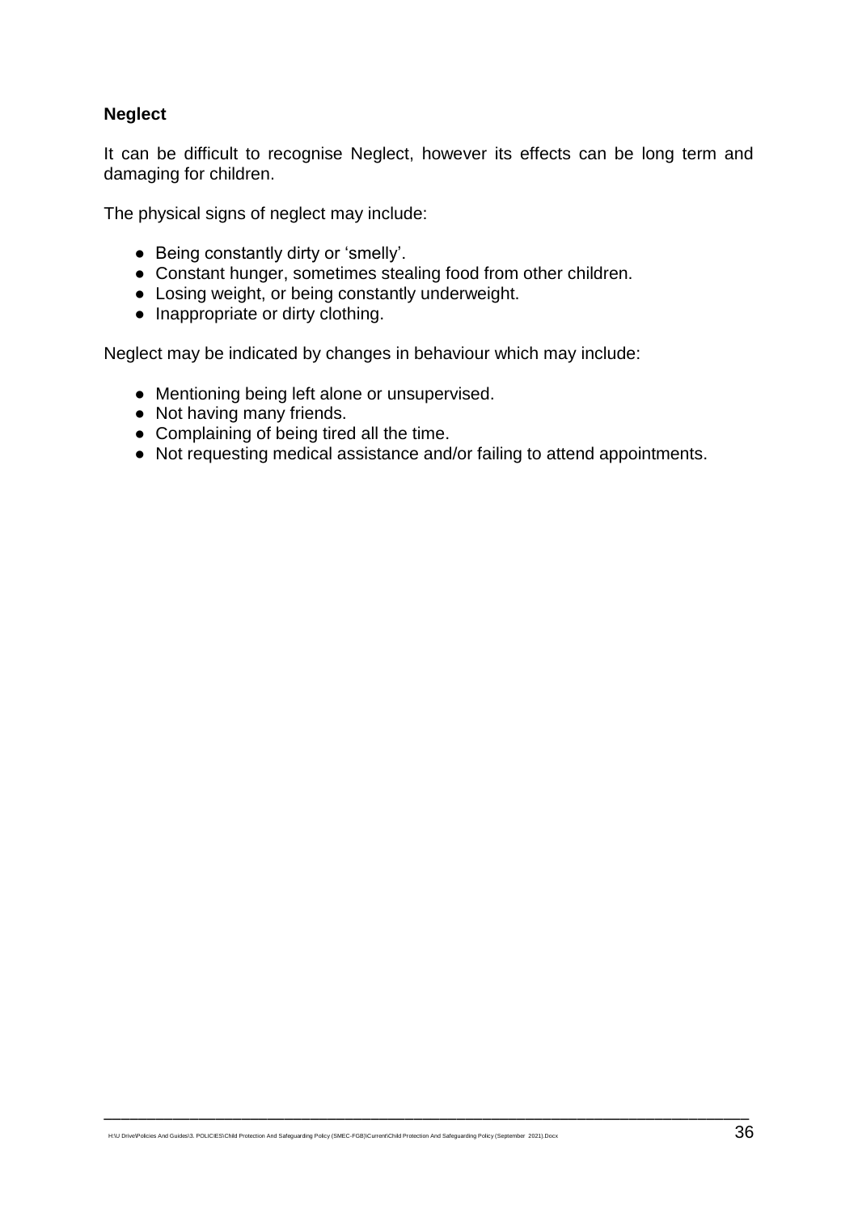**Neglect**

It can be difficult to recognise Neglect, however its effects can be long term and damaging for children.

The physical signs of neglect may include:

- Being constantly dirty or 'smelly'.
- Constant hunger, sometimes stealing food from other children.
- Losing weight, or being constantly underweight.
- Inappropriate or dirty clothing.

Neglect may be indicated by changes in behaviour which may include:

- Mentioning being left alone or unsupervised.
- Not having many friends.
- Complaining of being tired all the time.
- Not requesting medical assistance and/or failing to attend appointments.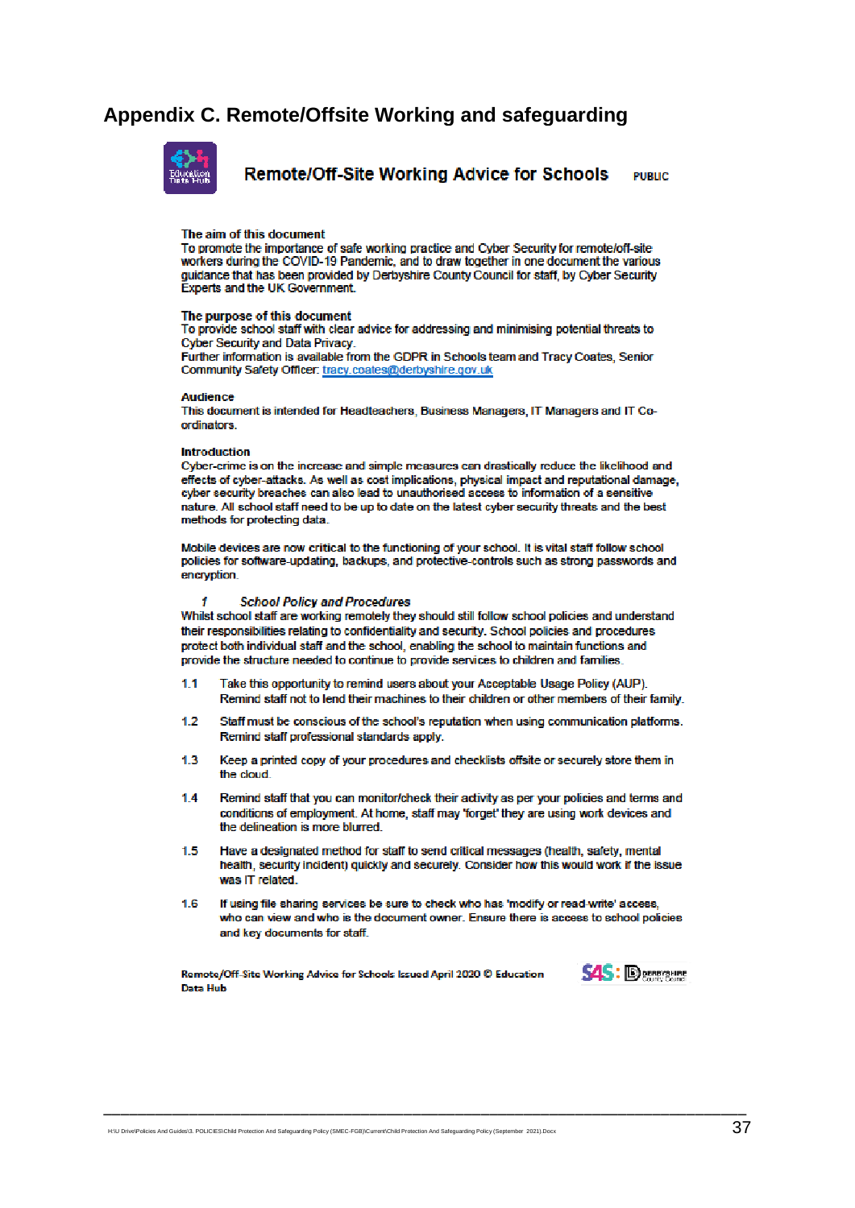## Appendix C. Remote/Offsite Working and safeguarding

### Remote/Off-Site Working Advice for Schools

PUBLIC

**The aim of this document**
To promote the importance of safe working practice and Cyber Security for remote/off-site workers during the COVID-19 Pandemic, and to draw together in one document the various guidance that has been provided by Derbyshire County Council for staff, by Cyber Security Experts and the UK Government.

**The purpose of this document**
To provide school staff with clear advice for addressing and minimising potential threats to Cyber Security and Data Privacy.
Further information is available from the GDPR in Schools team and Tracy Coates, Senior Community Safety Officer: tracy.coates@derbyshire.gov.uk

**Audience**
This document is intended for Headteachers, Business Managers, IT Managers and IT Co-ordinators.

**Introduction**
Cyber-crime is on the increase and simple measures can drastically reduce the likelihood and effects of cyber-attacks. As well as cost implications, physical impact and reputational damage, cyber security breaches can also lead to unauthorised access to information of a sensitive nature. All school staff need to be up to date on the latest cyber security threats and the best methods for protecting data.

Mobile devices are now critical to the functioning of your school. It is vital staff follow school policies for software-updating, backups, and protective-controls such as strong passwords and encryption.

**1 *School Policy and Procedures***
Whilst school staff are working remotely they should still follow school policies and understand their responsibilities relating to confidentiality and security. School policies and procedures protect both individual staff and the school, enabling the school to maintain functions and provide the structure needed to continue to provide services to children and families.

1.1 Take this opportunity to remind users about your Acceptable Usage Policy (AUP). Remind staff not to lend their machines to their children or other members of their family.

1.2 Staff must be conscious of the school's reputation when using communication platforms. Remind staff professional standards apply.

1.3 Keep a printed copy of your procedures and checklists offsite or securely store them in the cloud.

1.4 Remind staff that you can monitor/check their activity as per your policies and terms and conditions of employment. At home, staff may 'forget' they are using work devices and the delineation is more blurred.

1.5 Have a designated method for staff to send critical messages (health, safety, mental health, security incident) quickly and securely. Consider how this would work if the issue was IT related.

1.6 If using file sharing services be sure to check who has 'modify or read-write' access, who can view and who is the document owner. Ensure there is access to school policies and key documents for staff.

Remote/Off-Site Working Advice for Schools Issued April 2020 © Education Data Hub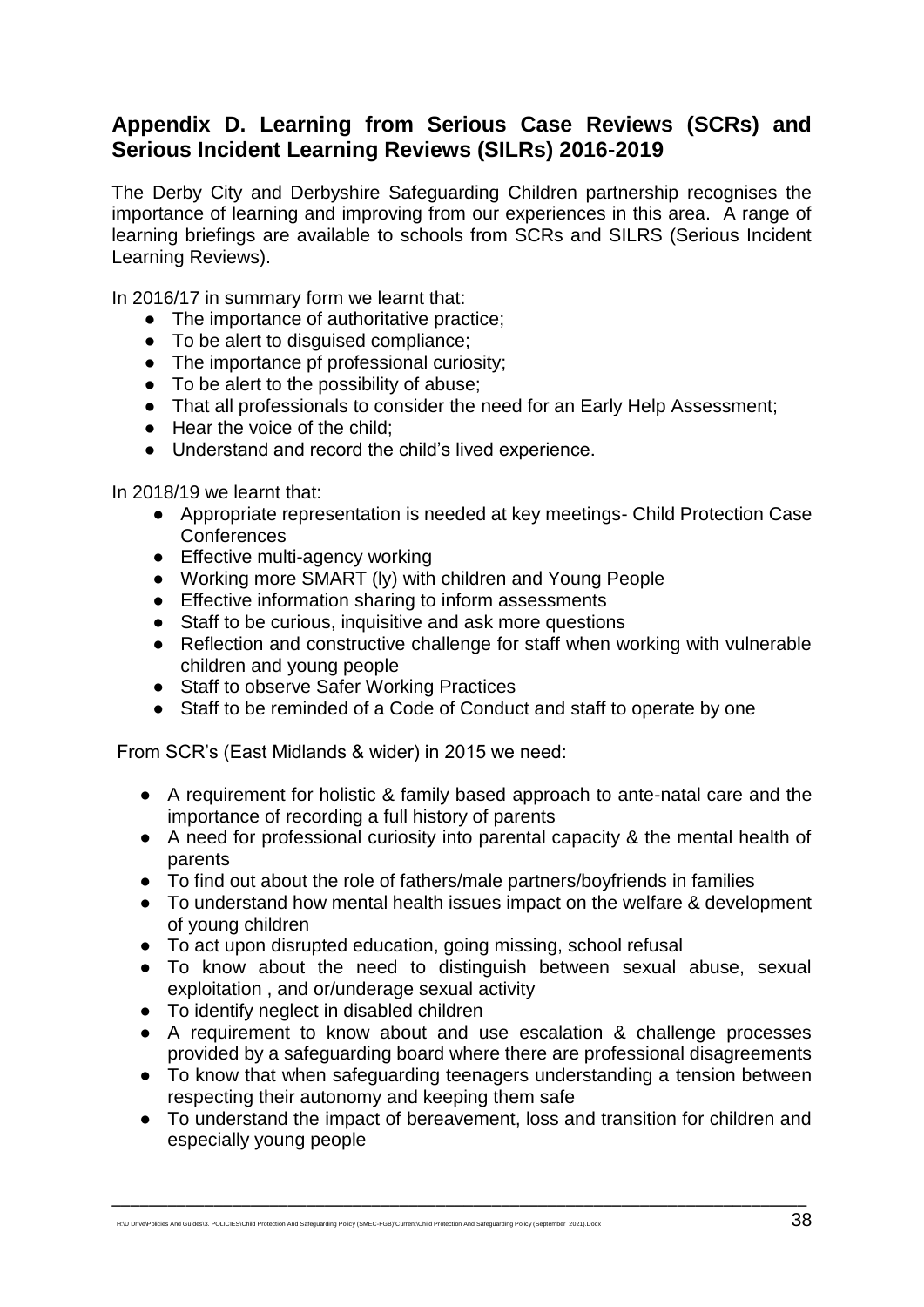## Appendix D. Learning from Serious Case Reviews (SCRs) and Serious Incident Learning Reviews (SILRs) 2016-2019

The Derby City and Derbyshire Safeguarding Children partnership recognises the importance of learning and improving from our experiences in this area. A range of learning briefings are available to schools from SCRs and SILRS (Serious Incident Learning Reviews).

In 2016/17 in summary form we learnt that:

- The importance of authoritative practice;
- To be alert to disguised compliance;
- The importance pf professional curiosity;
- To be alert to the possibility of abuse;
- That all professionals to consider the need for an Early Help Assessment;
- Hear the voice of the child;
- Understand and record the child's lived experience.

In 2018/19 we learnt that:

- Appropriate representation is needed at key meetings- Child Protection Case Conferences
- Effective multi-agency working
- Working more SMART (ly) with children and Young People
- Effective information sharing to inform assessments
- Staff to be curious, inquisitive and ask more questions
- Reflection and constructive challenge for staff when working with vulnerable children and young people
- Staff to observe Safer Working Practices
- Staff to be reminded of a Code of Conduct and staff to operate by one

From SCR's (East Midlands & wider) in 2015 we need:

- A requirement for holistic & family based approach to ante-natal care and the importance of recording a full history of parents
- A need for professional curiosity into parental capacity & the mental health of parents
- To find out about the role of fathers/male partners/boyfriends in families
- To understand how mental health issues impact on the welfare & development of young children
- To act upon disrupted education, going missing, school refusal
- To know about the need to distinguish between sexual abuse, sexual exploitation , and or/underage sexual activity
- To identify neglect in disabled children
- A requirement to know about and use escalation & challenge processes provided by a safeguarding board where there are professional disagreements
- To know that when safeguarding teenagers understanding a tension between respecting their autonomy and keeping them safe
- To understand the impact of bereavement, loss and transition for children and especially young people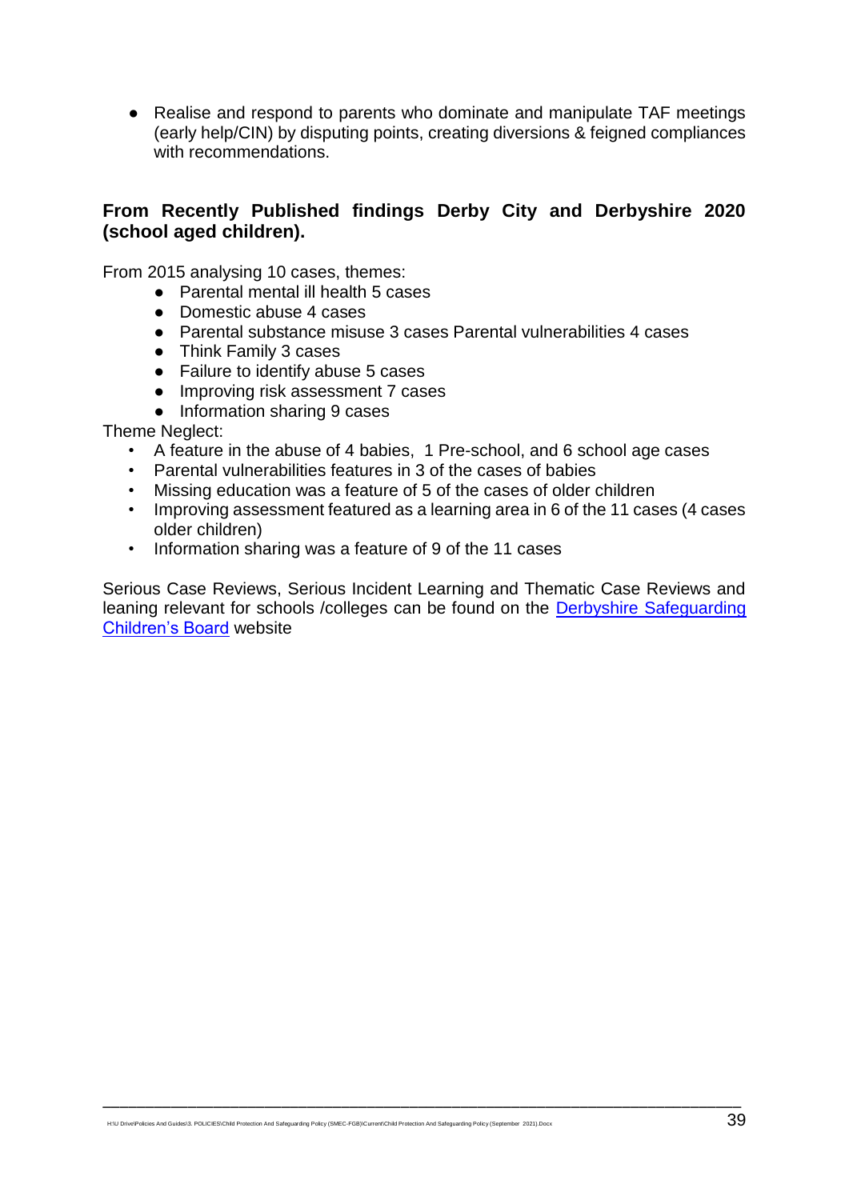- Realise and respond to parents who dominate and manipulate TAF meetings (early help/CIN) by disputing points, creating diversions & feigned compliances with recommendations.

**From Recently Published findings Derby City and Derbyshire 2020 (school aged children).**

From 2015 analysing 10 cases, themes:

- Parental mental ill health 5 cases
- Domestic abuse 4 cases
- Parental substance misuse 3 cases Parental vulnerabilities 4 cases
- Think Family 3 cases
- Failure to identify abuse 5 cases
- Improving risk assessment 7 cases
- Information sharing 9 cases

Theme Neglect:

- A feature in the abuse of 4 babies, 1 Pre-school, and 6 school age cases
- Parental vulnerabilities features in 3 of the cases of babies
- Missing education was a feature of 5 of the cases of older children
- Improving assessment featured as a learning area in 6 of the 11 cases (4 cases older children)
- Information sharing was a feature of 9 of the 11 cases

Serious Case Reviews, Serious Incident Learning and Thematic Case Reviews and leaning relevant for schools /colleges can be found on the [Derbyshire Safeguarding Children's Board]() website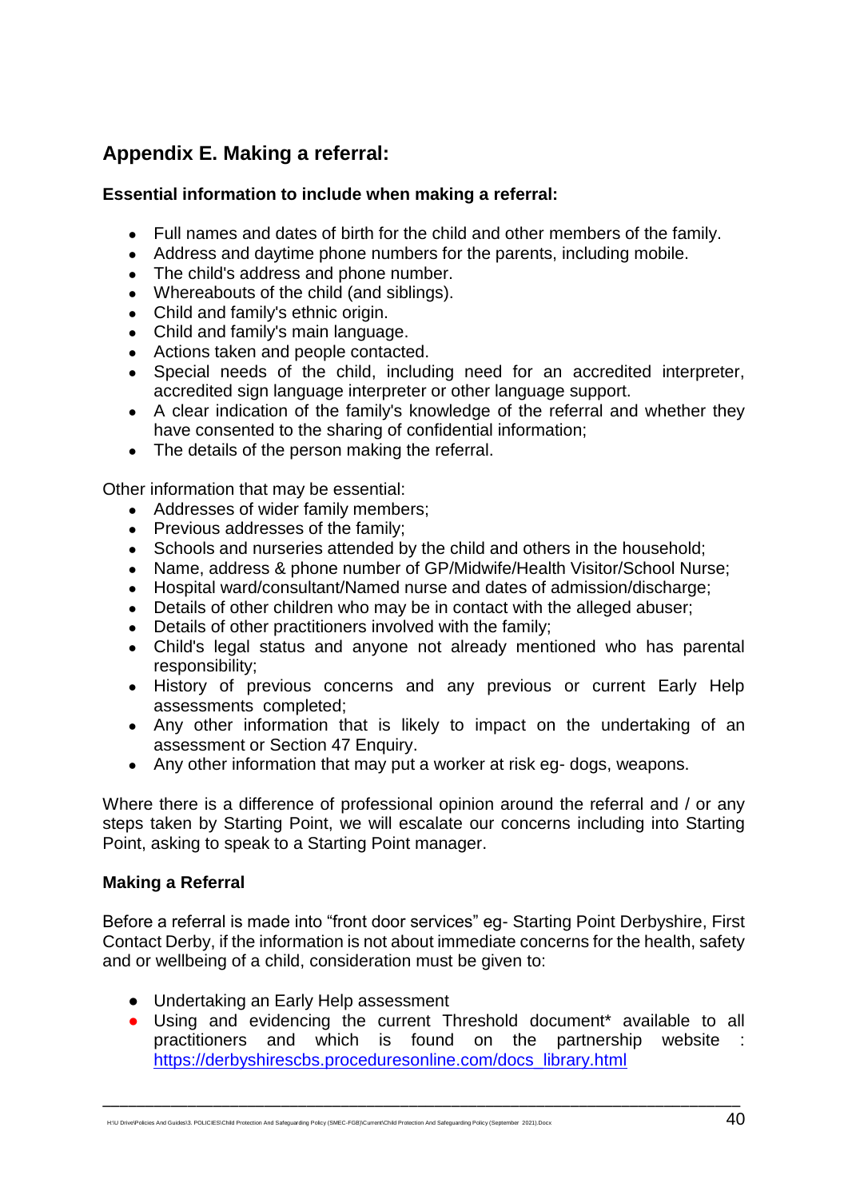## Appendix E. Making a referral:

**Essential information to include when making a referral:**

- Full names and dates of birth for the child and other members of the family.
- Address and daytime phone numbers for the parents, including mobile.
- The child's address and phone number.
- Whereabouts of the child (and siblings).
- Child and family's ethnic origin.
- Child and family's main language.
- Actions taken and people contacted.
- Special needs of the child, including need for an accredited interpreter, accredited sign language interpreter or other language support.
- A clear indication of the family's knowledge of the referral and whether they have consented to the sharing of confidential information;
- The details of the person making the referral.

Other information that may be essential:

- Addresses of wider family members;
- Previous addresses of the family;
- Schools and nurseries attended by the child and others in the household;
- Name, address & phone number of GP/Midwife/Health Visitor/School Nurse;
- Hospital ward/consultant/Named nurse and dates of admission/discharge;
- Details of other children who may be in contact with the alleged abuser;
- Details of other practitioners involved with the family;
- Child's legal status and anyone not already mentioned who has parental responsibility;
- History of previous concerns and any previous or current Early Help assessments completed;
- Any other information that is likely to impact on the undertaking of an assessment or Section 47 Enquiry.
- Any other information that may put a worker at risk eg- dogs, weapons.

Where there is a difference of professional opinion around the referral and / or any steps taken by Starting Point, we will escalate our concerns including into Starting Point, asking to speak to a Starting Point manager.

**Making a Referral**

Before a referral is made into "front door services" eg- Starting Point Derbyshire, First Contact Derby, if the information is not about immediate concerns for the health, safety and or wellbeing of a child, consideration must be given to:

- Undertaking an Early Help assessment
- Using and evidencing the current Threshold document* available to all practitioners and which is found on the partnership website : https://derbyshirescbs.proceduresonline.com/docs_library.html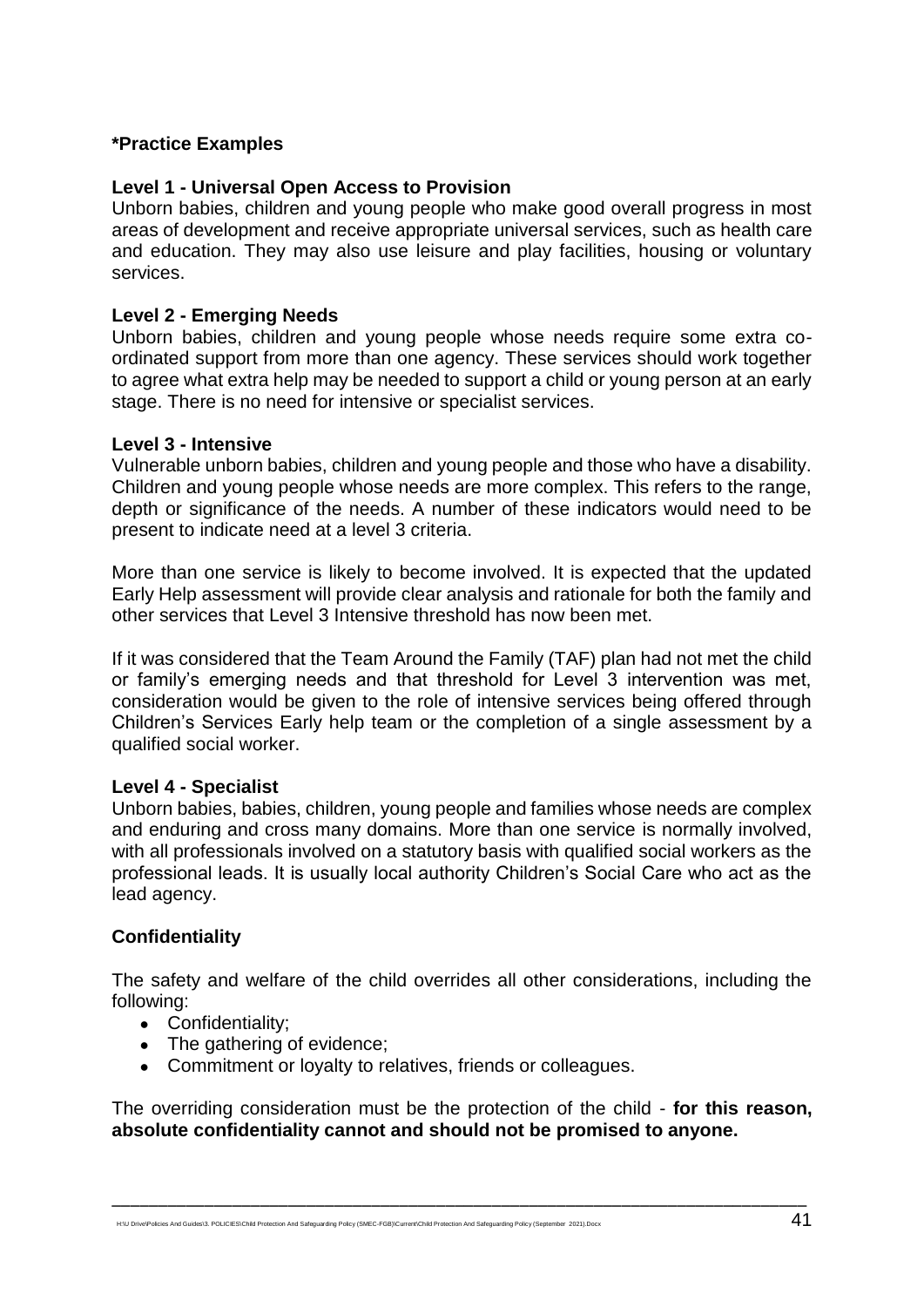**\*Practice Examples**

**Level 1 - Universal Open Access to Provision**

Unborn babies, children and young people who make good overall progress in most areas of development and receive appropriate universal services, such as health care and education. They may also use leisure and play facilities, housing or voluntary services.

**Level 2 - Emerging Needs**

Unborn babies, children and young people whose needs require some extra co-ordinated support from more than one agency. These services should work together to agree what extra help may be needed to support a child or young person at an early stage. There is no need for intensive or specialist services.

**Level 3 - Intensive**

Vulnerable unborn babies, children and young people and those who have a disability. Children and young people whose needs are more complex. This refers to the range, depth or significance of the needs. A number of these indicators would need to be present to indicate need at a level 3 criteria.

More than one service is likely to become involved. It is expected that the updated Early Help assessment will provide clear analysis and rationale for both the family and other services that Level 3 Intensive threshold has now been met.

If it was considered that the Team Around the Family (TAF) plan had not met the child or family's emerging needs and that threshold for Level 3 intervention was met, consideration would be given to the role of intensive services being offered through Children's Services Early help team or the completion of a single assessment by a qualified social worker.

**Level 4 - Specialist**

Unborn babies, babies, children, young people and families whose needs are complex and enduring and cross many domains. More than one service is normally involved, with all professionals involved on a statutory basis with qualified social workers as the professional leads. It is usually local authority Children's Social Care who act as the lead agency.

**Confidentiality**

The safety and welfare of the child overrides all other considerations, including the following:

- Confidentiality;
- The gathering of evidence;
- Commitment or loyalty to relatives, friends or colleagues.

The overriding consideration must be the protection of the child - **for this reason, absolute confidentiality cannot and should not be promised to anyone.**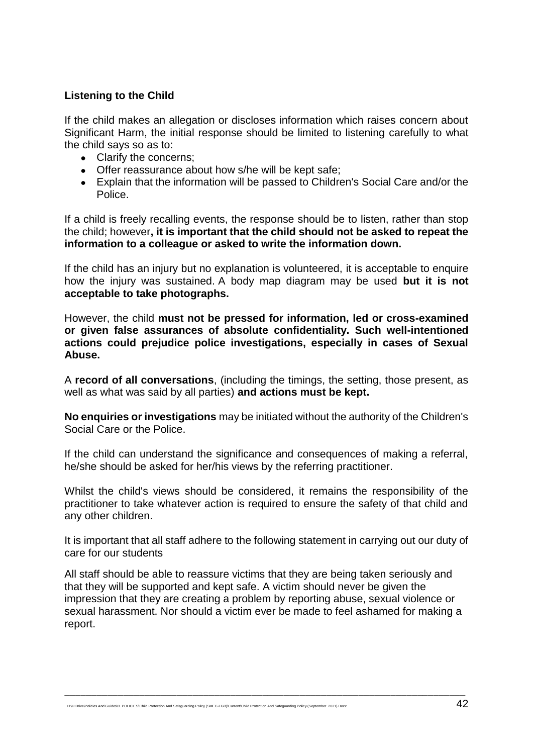**Listening to the Child**

If the child makes an allegation or discloses information which raises concern about Significant Harm, the initial response should be limited to listening carefully to what the child says so as to:

- Clarify the concerns;
- Offer reassurance about how s/he will be kept safe;
- Explain that the information will be passed to Children's Social Care and/or the Police.

If a child is freely recalling events, the response should be to listen, rather than stop the child; however**, it is important that the child should not be asked to repeat the information to a colleague or asked to write the information down.**

If the child has an injury but no explanation is volunteered, it is acceptable to enquire how the injury was sustained. A body map diagram may be used **but it is not acceptable to take photographs.**

However, the child **must not be pressed for information, led or cross-examined or given false assurances of absolute confidentiality. Such well-intentioned actions could prejudice police investigations, especially in cases of Sexual Abuse.**

A **record of all conversations**, (including the timings, the setting, those present, as well as what was said by all parties) **and actions must be kept.**

**No enquiries or investigations** may be initiated without the authority of the Children's Social Care or the Police.

If the child can understand the significance and consequences of making a referral, he/she should be asked for her/his views by the referring practitioner.

Whilst the child's views should be considered, it remains the responsibility of the practitioner to take whatever action is required to ensure the safety of that child and any other children.

It is important that all staff adhere to the following statement in carrying out our duty of care for our students

All staff should be able to reassure victims that they are being taken seriously and that they will be supported and kept safe. A victim should never be given the impression that they are creating a problem by reporting abuse, sexual violence or sexual harassment. Nor should a victim ever be made to feel ashamed for making a report.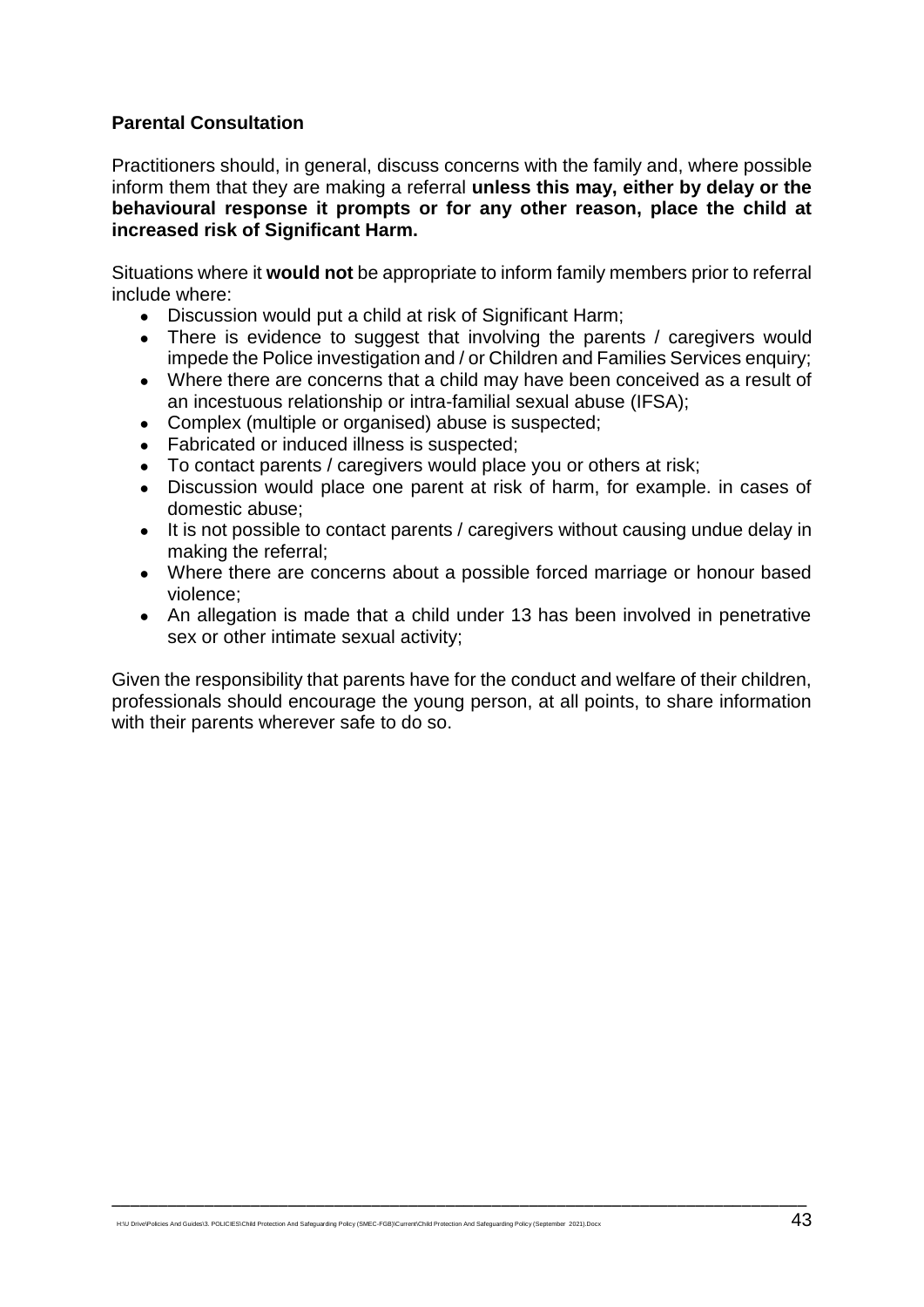**Parental Consultation**

Practitioners should, in general, discuss concerns with the family and, where possible inform them that they are making a referral **unless this may, either by delay or the behavioural response it prompts or for any other reason, place the child at increased risk of Significant Harm.**

Situations where it **would not** be appropriate to inform family members prior to referral include where:

- Discussion would put a child at risk of Significant Harm;
- There is evidence to suggest that involving the parents / caregivers would impede the Police investigation and / or Children and Families Services enquiry;
- Where there are concerns that a child may have been conceived as a result of an incestuous relationship or intra-familial sexual abuse (IFSA);
- Complex (multiple or organised) abuse is suspected;
- Fabricated or induced illness is suspected;
- To contact parents / caregivers would place you or others at risk;
- Discussion would place one parent at risk of harm, for example. in cases of domestic abuse;
- It is not possible to contact parents / caregivers without causing undue delay in making the referral;
- Where there are concerns about a possible forced marriage or honour based violence;
- An allegation is made that a child under 13 has been involved in penetrative sex or other intimate sexual activity;

Given the responsibility that parents have for the conduct and welfare of their children, professionals should encourage the young person, at all points, to share information with their parents wherever safe to do so.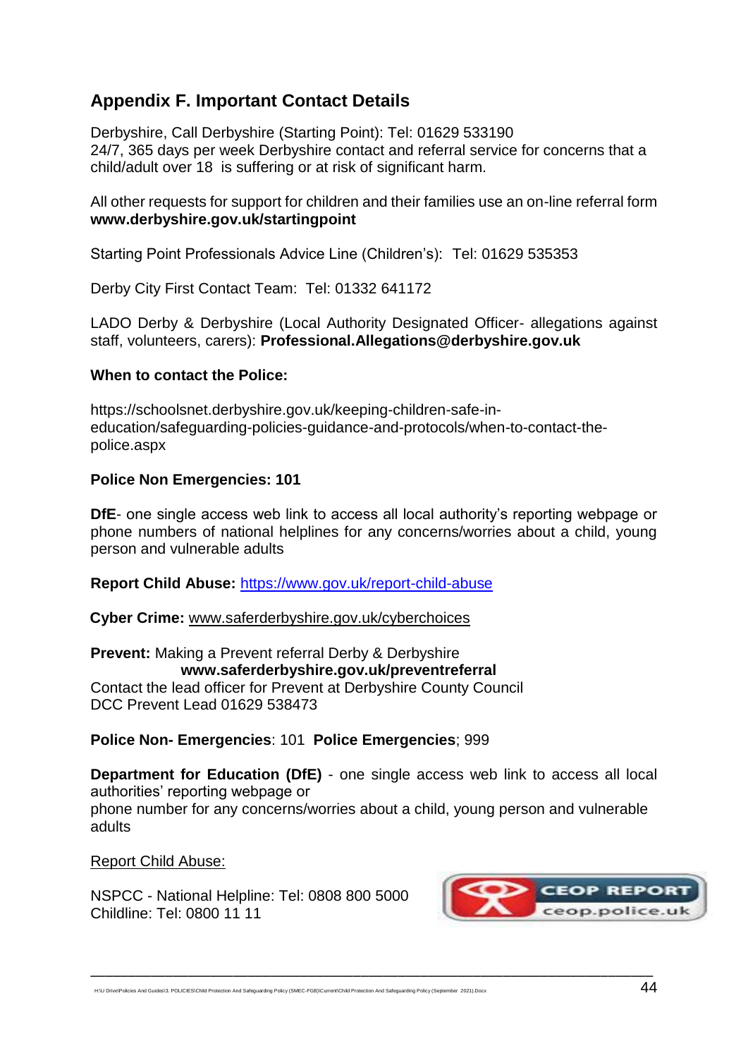## Appendix F. Important Contact Details

Derbyshire, Call Derbyshire (Starting Point): Tel: 01629 533190
24/7, 365 days per week Derbyshire contact and referral service for concerns that a child/adult over 18 is suffering or at risk of significant harm.

All other requests for support for children and their families use an on-line referral form **www.derbyshire.gov.uk/startingpoint**

Starting Point Professionals Advice Line (Children's): Tel: 01629 535353

Derby City First Contact Team: Tel: 01332 641172

LADO Derby & Derbyshire (Local Authority Designated Officer- allegations against staff, volunteers, carers): **Professional.Allegations@derbyshire.gov.uk**

**When to contact the Police:**

https://schoolsnet.derbyshire.gov.uk/keeping-children-safe-in-education/safeguarding-policies-guidance-and-protocols/when-to-contact-the-police.aspx

**Police Non Emergencies: 101**

**DfE**- one single access web link to access all local authority's reporting webpage or phone numbers of national helplines for any concerns/worries about a child, young person and vulnerable adults

**Report Child Abuse:** https://www.gov.uk/report-child-abuse

**Cyber Crime:** www.saferderbyshire.gov.uk/cyberchoices

**Prevent:** Making a Prevent referral Derby & Derbyshire
**www.saferderbyshire.gov.uk/preventreferral**
Contact the lead officer for Prevent at Derbyshire County Council
DCC Prevent Lead 01629 538473

**Police Non- Emergencies**: 101 **Police Emergencies**; 999

**Department for Education (DfE)** - one single access web link to access all local authorities' reporting webpage or
phone number for any concerns/worries about a child, young person and vulnerable adults

Report Child Abuse:

NSPCC - National Helpline: Tel: 0808 800 5000
Childline: Tel: 0800 11 11

CEOP REPORT
ceop.police.uk